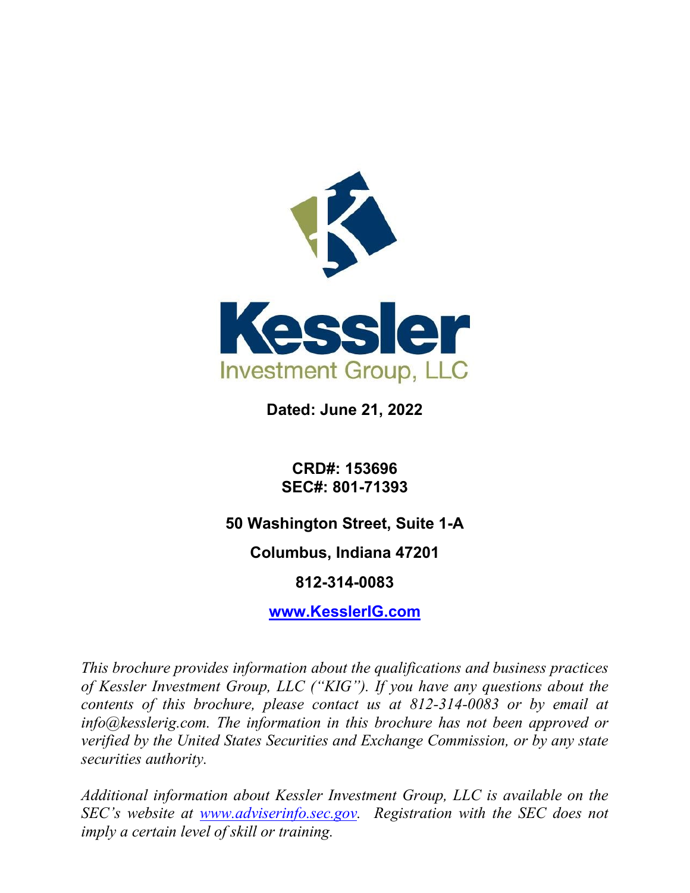# Kessler Investment Group, LLC

**Dated: June 21, 2022**

**CRD#: 153696**
**SEC#: 801-71393**

**50 Washington Street, Suite 1-A**

**Columbus, Indiana 47201**

**812-314-0083**

**[www.KesslerIG.com](http://www.KesslerIG.com)**

*This brochure provides information about the qualifications and business practices of Kessler Investment Group, LLC ("KIG"). If you have any questions about the contents of this brochure, please contact us at 812-314-0083 or by email at info@kesslerig.com. The information in this brochure has not been approved or verified by the United States Securities and Exchange Commission, or by any state securities authority.*

*Additional information about Kessler Investment Group, LLC is available on the SEC's website at [www.adviserinfo.sec.gov](http://www.adviserinfo.sec.gov). Registration with the SEC does not imply a certain level of skill or training.*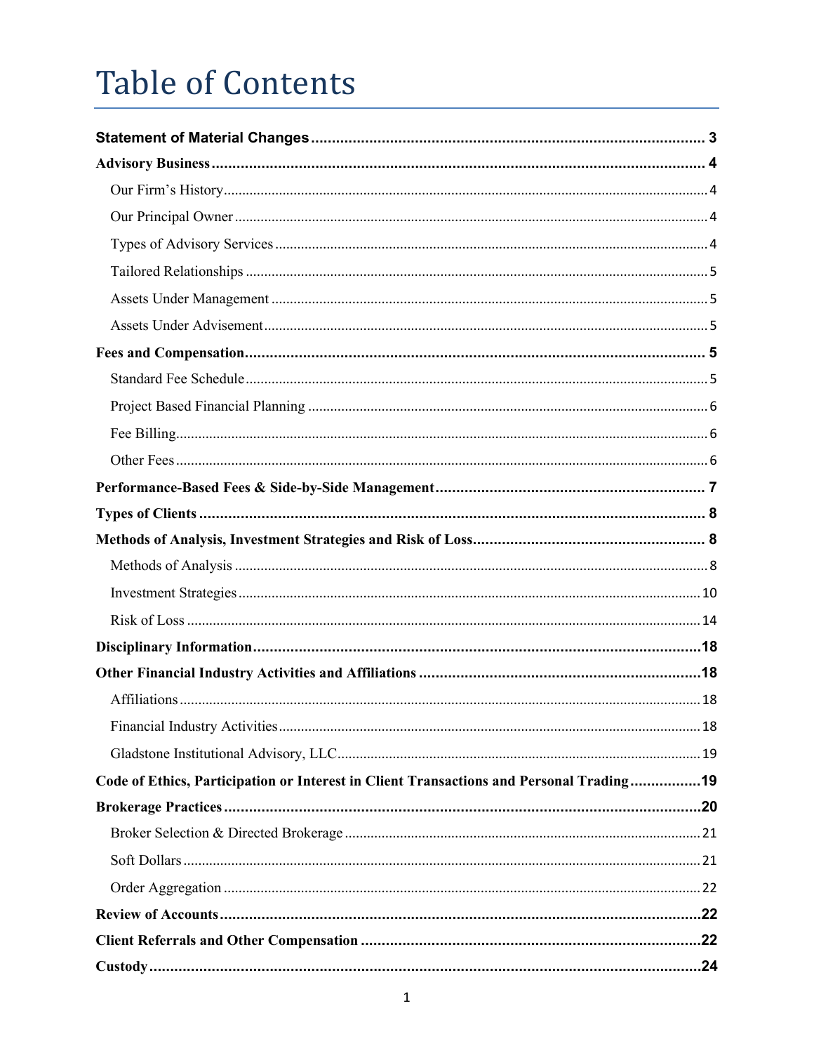# Table of Contents

**Statement of Material Changes** ........ 3

**Advisory Business** ........ 4

- Our Firm's History ........ 4
- Our Principal Owner ........ 4
- Types of Advisory Services ........ 4
- Tailored Relationships ........ 5
- Assets Under Management ........ 5
- Assets Under Advisement ........ 5

**Fees and Compensation** ........ 5

- Standard Fee Schedule ........ 5
- Project Based Financial Planning ........ 6
- Fee Billing ........ 6
- Other Fees ........ 6

**Performance-Based Fees & Side-by-Side Management** ........ 7

**Types of Clients** ........ 8

**Methods of Analysis, Investment Strategies and Risk of Loss** ........ 8

- Methods of Analysis ........ 8
- Investment Strategies ........ 10
- Risk of Loss ........ 14

**Disciplinary Information** ........ 18

**Other Financial Industry Activities and Affiliations** ........ 18

- Affiliations ........ 18
- Financial Industry Activities ........ 18
- Gladstone Institutional Advisory, LLC ........ 19

**Code of Ethics, Participation or Interest in Client Transactions and Personal Trading** ........ 19

**Brokerage Practices** ........ 20

- Broker Selection & Directed Brokerage ........ 21
- Soft Dollars ........ 21
- Order Aggregation ........ 22

**Review of Accounts** ........ 22

**Client Referrals and Other Compensation** ........ 22

**Custody** ........ 24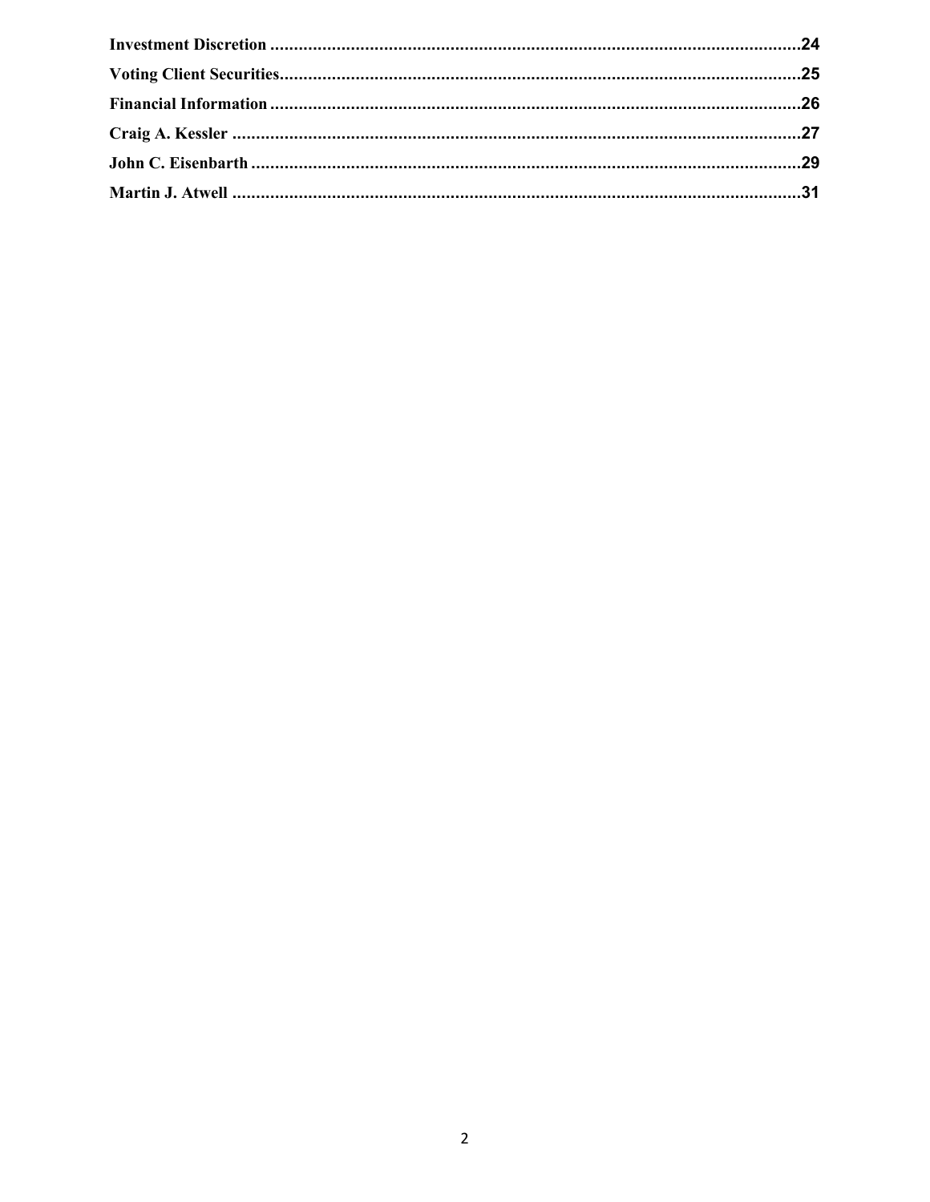**Investment Discretion** ..........................................................................................................24

**Voting Client Securities**..........................................................................................................25

**Financial Information** ..........................................................................................................26

**Craig A. Kessler** ..........................................................................................................27

**John C. Eisenbarth** ..........................................................................................................29

**Martin J. Atwell** ..........................................................................................................31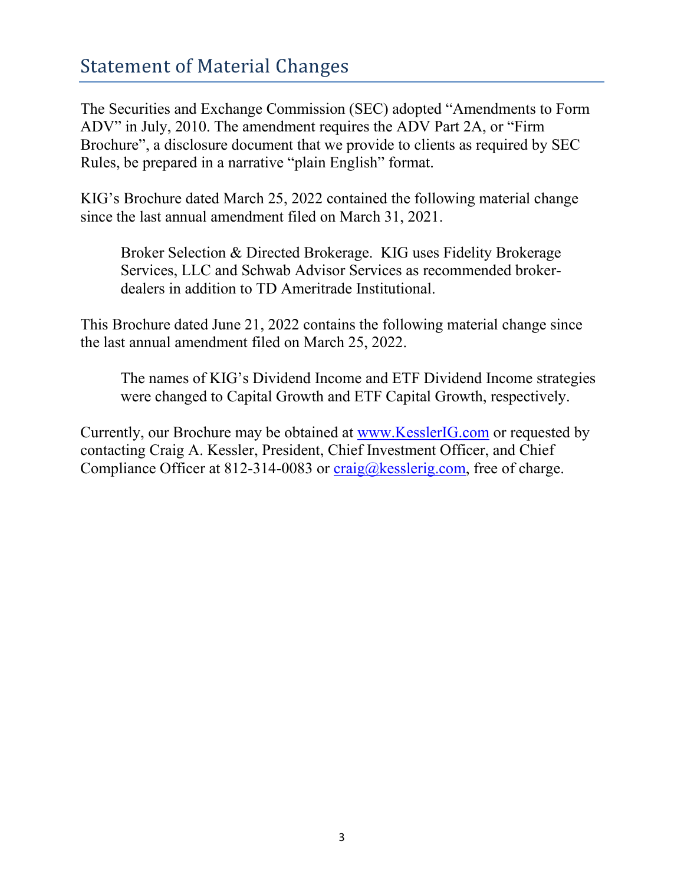## Statement of Material Changes

The Securities and Exchange Commission (SEC) adopted "Amendments to Form ADV" in July, 2010. The amendment requires the ADV Part 2A, or "Firm Brochure", a disclosure document that we provide to clients as required by SEC Rules, be prepared in a narrative "plain English" format.

KIG's Brochure dated March 25, 2022 contained the following material change since the last annual amendment filed on March 31, 2021.

> Broker Selection & Directed Brokerage. KIG uses Fidelity Brokerage Services, LLC and Schwab Advisor Services as recommended broker-dealers in addition to TD Ameritrade Institutional.

This Brochure dated June 21, 2022 contains the following material change since the last annual amendment filed on March 25, 2022.

> The names of KIG's Dividend Income and ETF Dividend Income strategies were changed to Capital Growth and ETF Capital Growth, respectively.

Currently, our Brochure may be obtained at [www.KesslerIG.com](http://www.KesslerIG.com) or requested by contacting Craig A. Kessler, President, Chief Investment Officer, and Chief Compliance Officer at 812-314-0083 or [craig@kesslerig.com](mailto:craig@kesslerig.com), free of charge.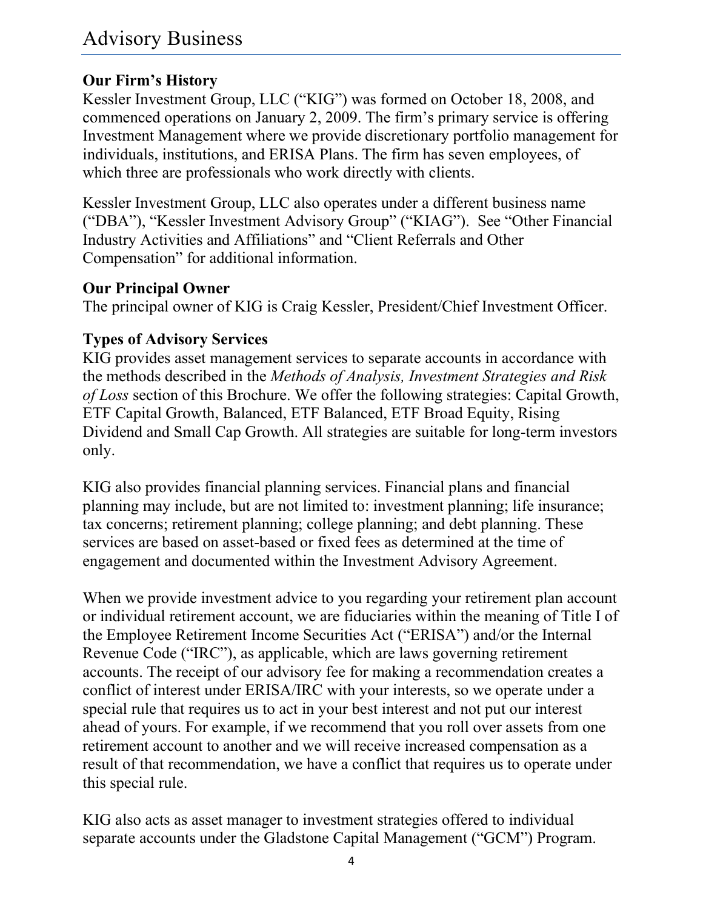# Advisory Business

**Our Firm's History**

Kessler Investment Group, LLC ("KIG") was formed on October 18, 2008, and commenced operations on January 2, 2009. The firm's primary service is offering Investment Management where we provide discretionary portfolio management for individuals, institutions, and ERISA Plans. The firm has seven employees, of which three are professionals who work directly with clients.

Kessler Investment Group, LLC also operates under a different business name ("DBA"), "Kessler Investment Advisory Group" ("KIAG"). See "Other Financial Industry Activities and Affiliations" and "Client Referrals and Other Compensation" for additional information.

**Our Principal Owner**

The principal owner of KIG is Craig Kessler, President/Chief Investment Officer.

**Types of Advisory Services**

KIG provides asset management services to separate accounts in accordance with the methods described in the *Methods of Analysis, Investment Strategies and Risk of Loss* section of this Brochure. We offer the following strategies: Capital Growth, ETF Capital Growth, Balanced, ETF Balanced, ETF Broad Equity, Rising Dividend and Small Cap Growth. All strategies are suitable for long-term investors only.

KIG also provides financial planning services. Financial plans and financial planning may include, but are not limited to: investment planning; life insurance; tax concerns; retirement planning; college planning; and debt planning. These services are based on asset-based or fixed fees as determined at the time of engagement and documented within the Investment Advisory Agreement.

When we provide investment advice to you regarding your retirement plan account or individual retirement account, we are fiduciaries within the meaning of Title I of the Employee Retirement Income Securities Act ("ERISA") and/or the Internal Revenue Code ("IRC"), as applicable, which are laws governing retirement accounts. The receipt of our advisory fee for making a recommendation creates a conflict of interest under ERISA/IRC with your interests, so we operate under a special rule that requires us to act in your best interest and not put our interest ahead of yours. For example, if we recommend that you roll over assets from one retirement account to another and we will receive increased compensation as a result of that recommendation, we have a conflict that requires us to operate under this special rule.

KIG also acts as asset manager to investment strategies offered to individual separate accounts under the Gladstone Capital Management ("GCM") Program.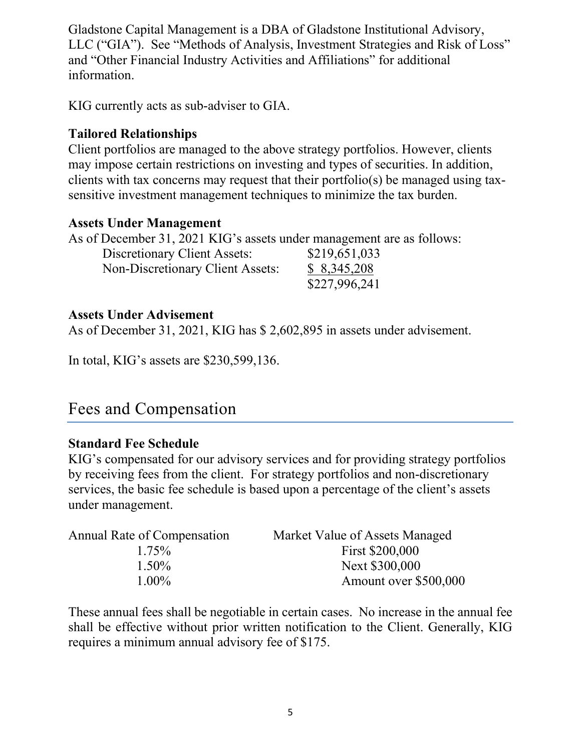Gladstone Capital Management is a DBA of Gladstone Institutional Advisory, LLC ("GIA"). See "Methods of Analysis, Investment Strategies and Risk of Loss" and "Other Financial Industry Activities and Affiliations" for additional information.

KIG currently acts as sub-adviser to GIA.

**Tailored Relationships**

Client portfolios are managed to the above strategy portfolios. However, clients may impose certain restrictions on investing and types of securities. In addition, clients with tax concerns may request that their portfolio(s) be managed using tax-sensitive investment management techniques to minimize the tax burden.

**Assets Under Management**

As of December 31, 2021 KIG's assets under management are as follows:

| | |
|---|---|
| Discretionary Client Assets: | $219,651,033 |
| Non-Discretionary Client Assets: | $ 8,345,208 |
| | $227,996,241 |

**Assets Under Advisement**

As of December 31, 2021, KIG has $ 2,602,895 in assets under advisement.

In total, KIG's assets are $230,599,136.

## Fees and Compensation

**Standard Fee Schedule**

KIG's compensated for our advisory services and for providing strategy portfolios by receiving fees from the client. For strategy portfolios and non-discretionary services, the basic fee schedule is based upon a percentage of the client's assets under management.

| Annual Rate of Compensation | Market Value of Assets Managed |
|---|---|
| 1.75% | First $200,000 |
| 1.50% | Next $300,000 |
| 1.00% | Amount over $500,000 |

These annual fees shall be negotiable in certain cases. No increase in the annual fee shall be effective without prior written notification to the Client. Generally, KIG requires a minimum annual advisory fee of $175.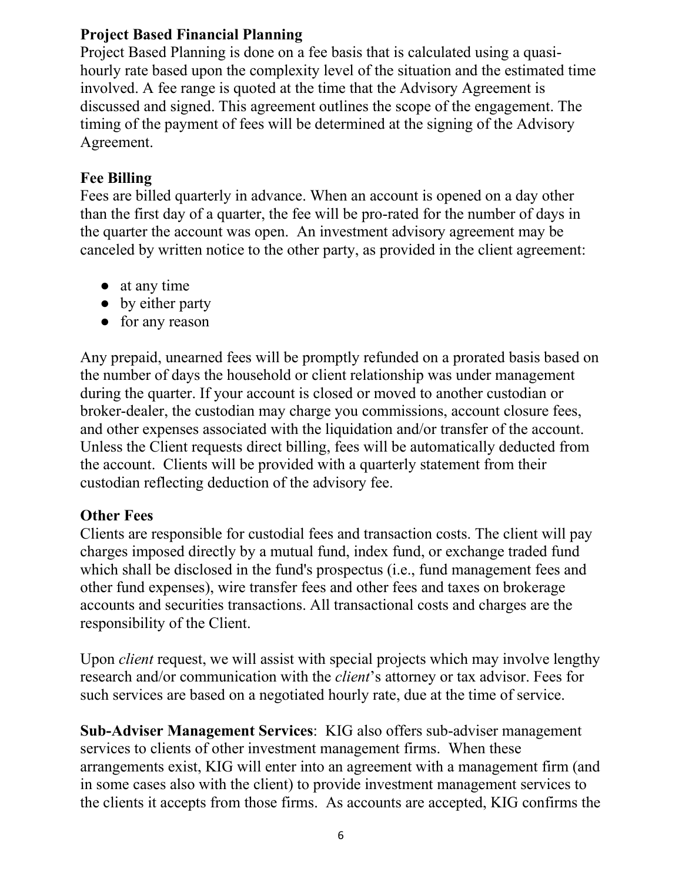**Project Based Financial Planning**

Project Based Planning is done on a fee basis that is calculated using a quasi-hourly rate based upon the complexity level of the situation and the estimated time involved. A fee range is quoted at the time that the Advisory Agreement is discussed and signed. This agreement outlines the scope of the engagement. The timing of the payment of fees will be determined at the signing of the Advisory Agreement.

**Fee Billing**

Fees are billed quarterly in advance. When an account is opened on a day other than the first day of a quarter, the fee will be pro-rated for the number of days in the quarter the account was open. An investment advisory agreement may be canceled by written notice to the other party, as provided in the client agreement:

- at any time
- by either party
- for any reason

Any prepaid, unearned fees will be promptly refunded on a prorated basis based on the number of days the household or client relationship was under management during the quarter. If your account is closed or moved to another custodian or broker-dealer, the custodian may charge you commissions, account closure fees, and other expenses associated with the liquidation and/or transfer of the account. Unless the Client requests direct billing, fees will be automatically deducted from the account. Clients will be provided with a quarterly statement from their custodian reflecting deduction of the advisory fee.

**Other Fees**

Clients are responsible for custodial fees and transaction costs. The client will pay charges imposed directly by a mutual fund, index fund, or exchange traded fund which shall be disclosed in the fund's prospectus (i.e., fund management fees and other fund expenses), wire transfer fees and other fees and taxes on brokerage accounts and securities transactions. All transactional costs and charges are the responsibility of the Client.

Upon *client* request, we will assist with special projects which may involve lengthy research and/or communication with the *client*'s attorney or tax advisor. Fees for such services are based on a negotiated hourly rate, due at the time of service.

**Sub-Adviser Management Services**: KIG also offers sub-adviser management services to clients of other investment management firms. When these arrangements exist, KIG will enter into an agreement with a management firm (and in some cases also with the client) to provide investment management services to the clients it accepts from those firms. As accounts are accepted, KIG confirms the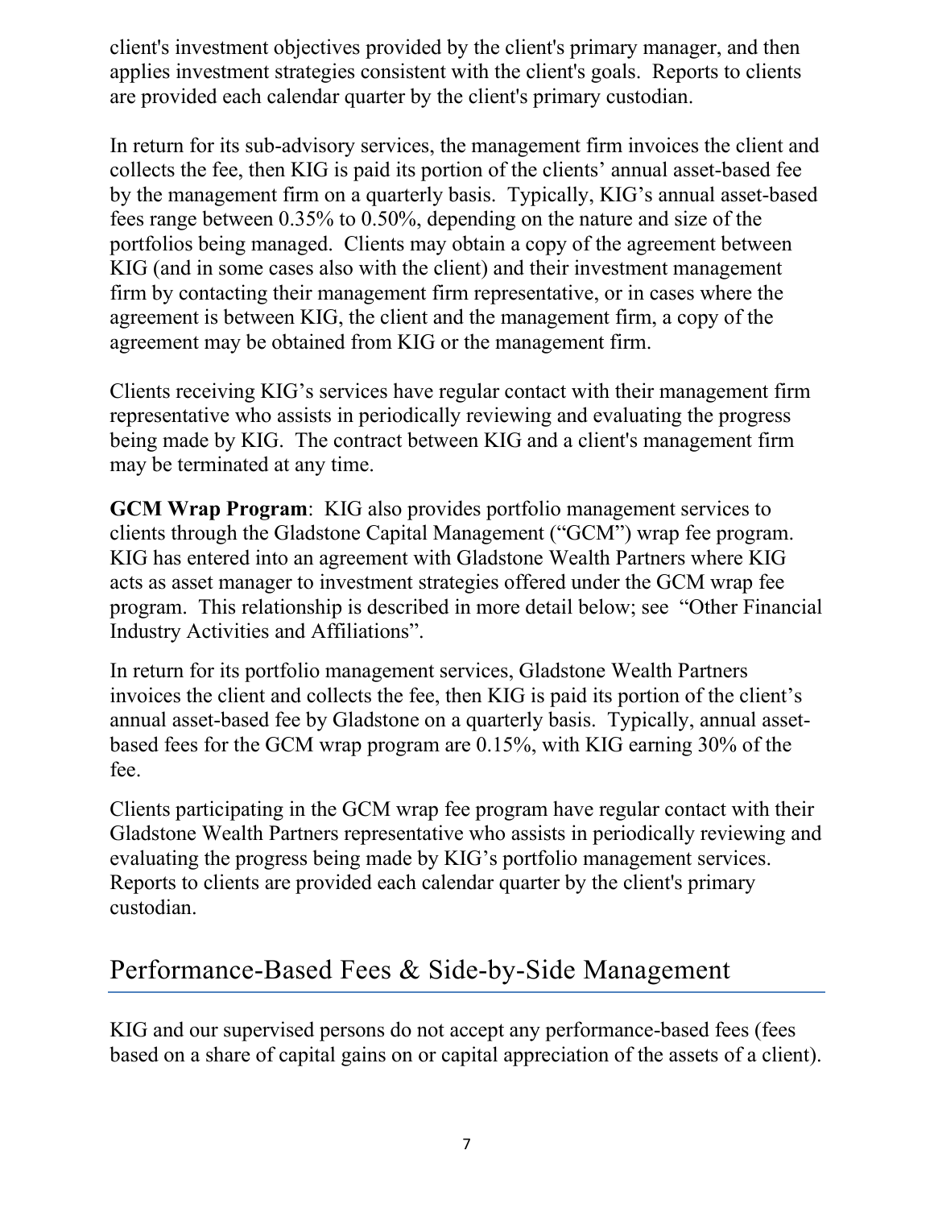client's investment objectives provided by the client's primary manager, and then applies investment strategies consistent with the client's goals. Reports to clients are provided each calendar quarter by the client's primary custodian.

In return for its sub-advisory services, the management firm invoices the client and collects the fee, then KIG is paid its portion of the clients' annual asset-based fee by the management firm on a quarterly basis. Typically, KIG's annual asset-based fees range between 0.35% to 0.50%, depending on the nature and size of the portfolios being managed. Clients may obtain a copy of the agreement between KIG (and in some cases also with the client) and their investment management firm by contacting their management firm representative, or in cases where the agreement is between KIG, the client and the management firm, a copy of the agreement may be obtained from KIG or the management firm.

Clients receiving KIG's services have regular contact with their management firm representative who assists in periodically reviewing and evaluating the progress being made by KIG. The contract between KIG and a client's management firm may be terminated at any time.

**GCM Wrap Program**: KIG also provides portfolio management services to clients through the Gladstone Capital Management ("GCM") wrap fee program. KIG has entered into an agreement with Gladstone Wealth Partners where KIG acts as asset manager to investment strategies offered under the GCM wrap fee program. This relationship is described in more detail below; see "Other Financial Industry Activities and Affiliations".

In return for its portfolio management services, Gladstone Wealth Partners invoices the client and collects the fee, then KIG is paid its portion of the client's annual asset-based fee by Gladstone on a quarterly basis. Typically, annual asset-based fees for the GCM wrap program are 0.15%, with KIG earning 30% of the fee.

Clients participating in the GCM wrap fee program have regular contact with their Gladstone Wealth Partners representative who assists in periodically reviewing and evaluating the progress being made by KIG's portfolio management services. Reports to clients are provided each calendar quarter by the client's primary custodian.

## Performance-Based Fees & Side-by-Side Management

KIG and our supervised persons do not accept any performance-based fees (fees based on a share of capital gains on or capital appreciation of the assets of a client).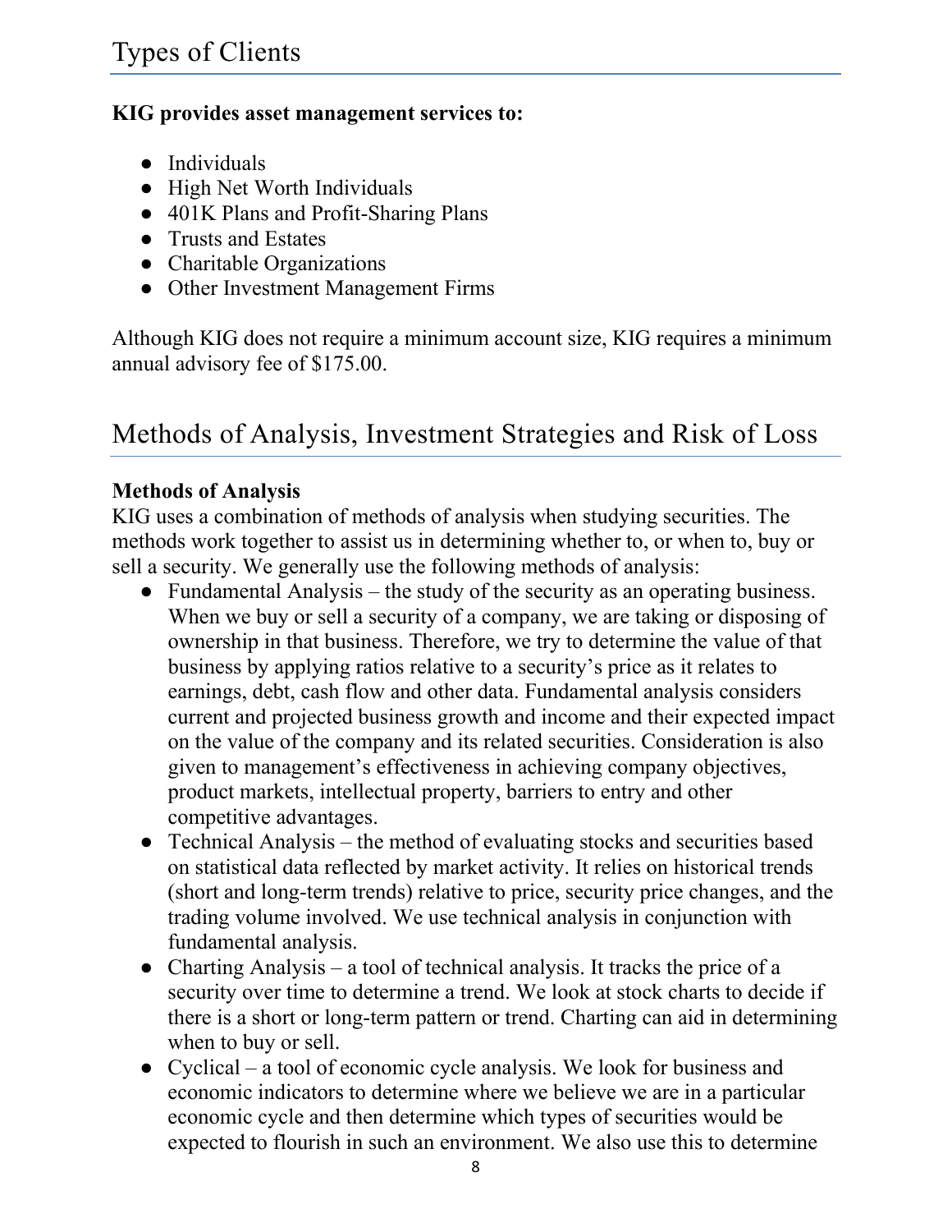# Types of Clients

**KIG provides asset management services to:**

- Individuals
- High Net Worth Individuals
- 401K Plans and Profit-Sharing Plans
- Trusts and Estates
- Charitable Organizations
- Other Investment Management Firms

Although KIG does not require a minimum account size, KIG requires a minimum annual advisory fee of $175.00.

# Methods of Analysis, Investment Strategies and Risk of Loss

**Methods of Analysis**
KIG uses a combination of methods of analysis when studying securities. The methods work together to assist us in determining whether to, or when to, buy or sell a security. We generally use the following methods of analysis:

- Fundamental Analysis – the study of the security as an operating business. When we buy or sell a security of a company, we are taking or disposing of ownership in that business. Therefore, we try to determine the value of that business by applying ratios relative to a security's price as it relates to earnings, debt, cash flow and other data. Fundamental analysis considers current and projected business growth and income and their expected impact on the value of the company and its related securities. Consideration is also given to management's effectiveness in achieving company objectives, product markets, intellectual property, barriers to entry and other competitive advantages.
- Technical Analysis – the method of evaluating stocks and securities based on statistical data reflected by market activity. It relies on historical trends (short and long-term trends) relative to price, security price changes, and the trading volume involved. We use technical analysis in conjunction with fundamental analysis.
- Charting Analysis – a tool of technical analysis. It tracks the price of a security over time to determine a trend. We look at stock charts to decide if there is a short or long-term pattern or trend. Charting can aid in determining when to buy or sell.
- Cyclical – a tool of economic cycle analysis. We look for business and economic indicators to determine where we believe we are in a particular economic cycle and then determine which types of securities would be expected to flourish in such an environment. We also use this to determine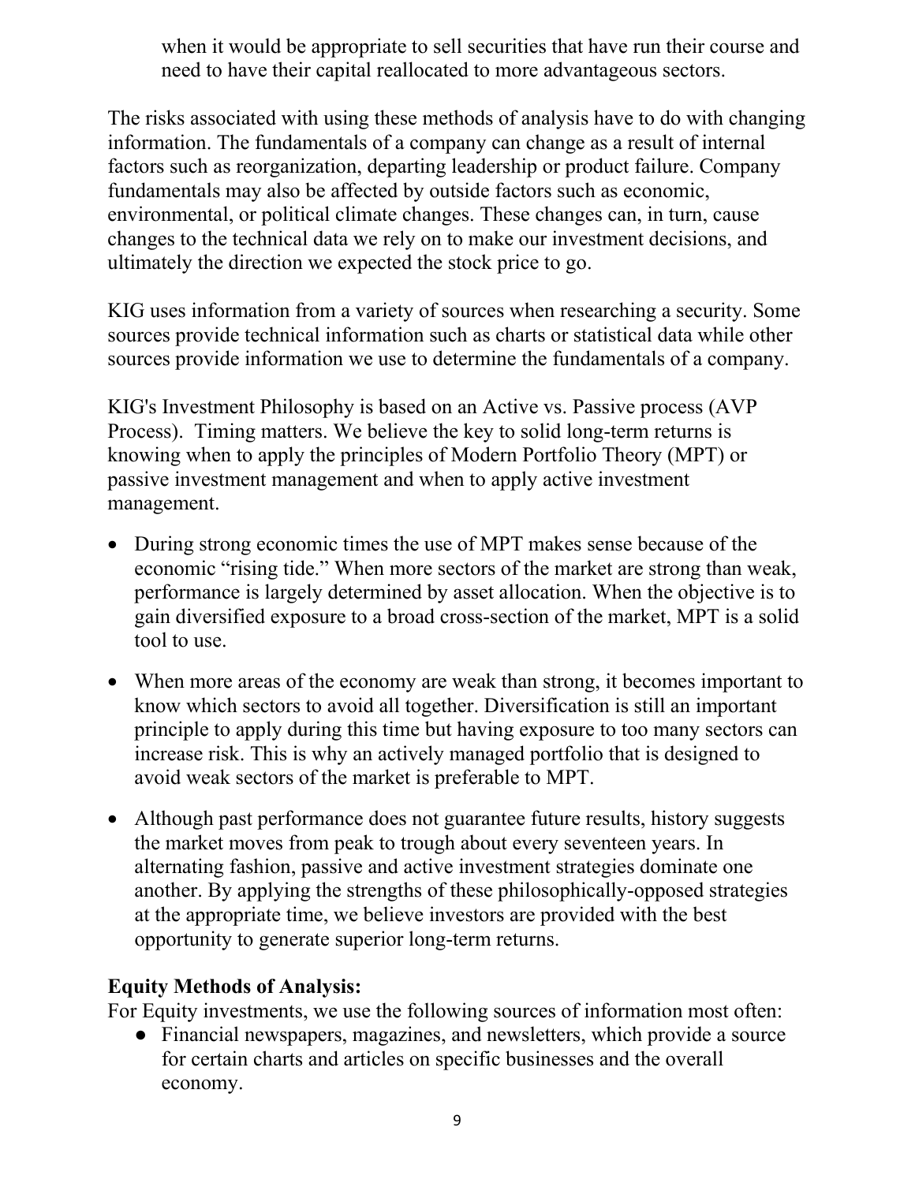when it would be appropriate to sell securities that have run their course and need to have their capital reallocated to more advantageous sectors.

The risks associated with using these methods of analysis have to do with changing information. The fundamentals of a company can change as a result of internal factors such as reorganization, departing leadership or product failure. Company fundamentals may also be affected by outside factors such as economic, environmental, or political climate changes. These changes can, in turn, cause changes to the technical data we rely on to make our investment decisions, and ultimately the direction we expected the stock price to go.

KIG uses information from a variety of sources when researching a security. Some sources provide technical information such as charts or statistical data while other sources provide information we use to determine the fundamentals of a company.

KIG's Investment Philosophy is based on an Active vs. Passive process (AVP Process). Timing matters. We believe the key to solid long-term returns is knowing when to apply the principles of Modern Portfolio Theory (MPT) or passive investment management and when to apply active investment management.

- During strong economic times the use of MPT makes sense because of the economic "rising tide." When more sectors of the market are strong than weak, performance is largely determined by asset allocation. When the objective is to gain diversified exposure to a broad cross-section of the market, MPT is a solid tool to use.
- When more areas of the economy are weak than strong, it becomes important to know which sectors to avoid all together. Diversification is still an important principle to apply during this time but having exposure to too many sectors can increase risk. This is why an actively managed portfolio that is designed to avoid weak sectors of the market is preferable to MPT.
- Although past performance does not guarantee future results, history suggests the market moves from peak to trough about every seventeen years. In alternating fashion, passive and active investment strategies dominate one another. By applying the strengths of these philosophically-opposed strategies at the appropriate time, we believe investors are provided with the best opportunity to generate superior long-term returns.

**Equity Methods of Analysis:**

For Equity investments, we use the following sources of information most often:

- Financial newspapers, magazines, and newsletters, which provide a source for certain charts and articles on specific businesses and the overall economy.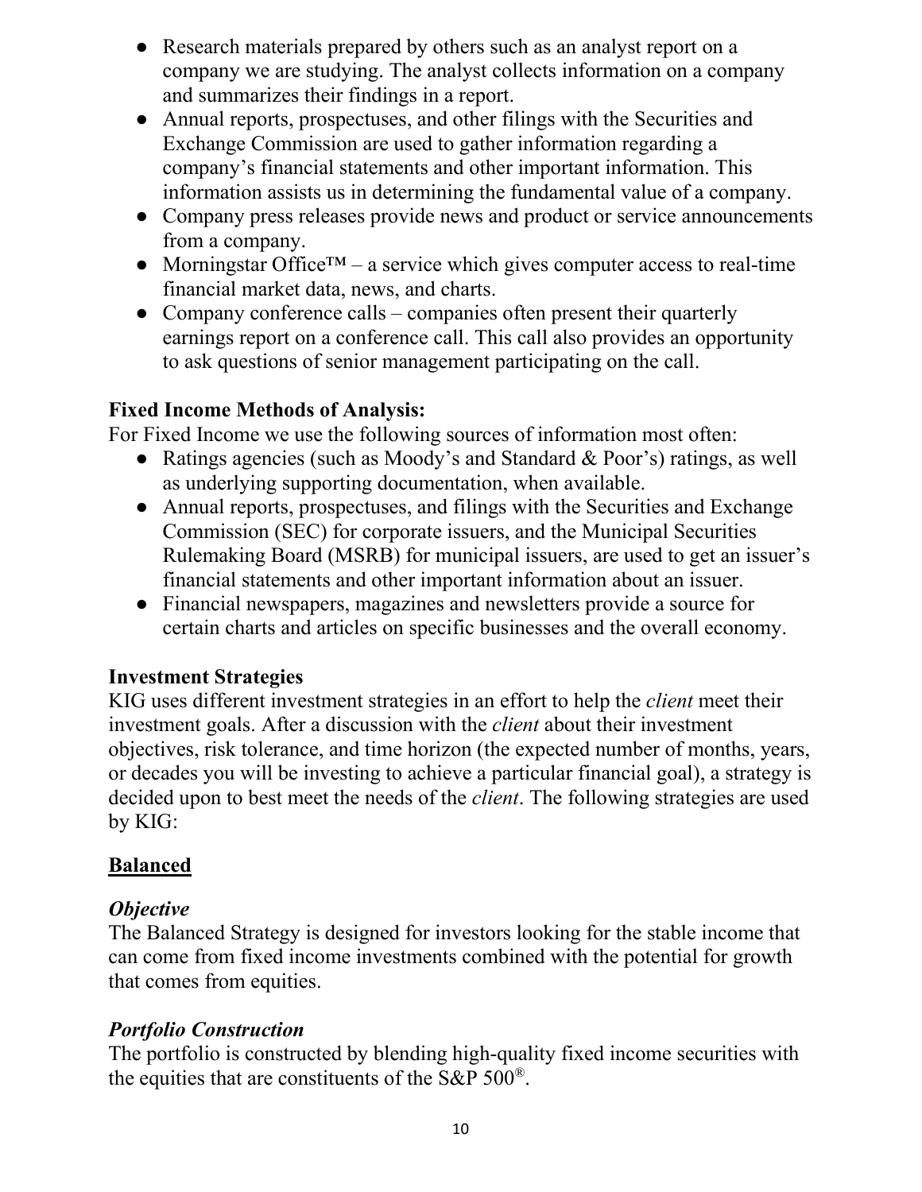- Research materials prepared by others such as an analyst report on a company we are studying. The analyst collects information on a company and summarizes their findings in a report.
- Annual reports, prospectuses, and other filings with the Securities and Exchange Commission are used to gather information regarding a company's financial statements and other important information. This information assists us in determining the fundamental value of a company.
- Company press releases provide news and product or service announcements from a company.
- Morningstar Office™ – a service which gives computer access to real-time financial market data, news, and charts.
- Company conference calls – companies often present their quarterly earnings report on a conference call. This call also provides an opportunity to ask questions of senior management participating on the call.

**Fixed Income Methods of Analysis:**

For Fixed Income we use the following sources of information most often:

- Ratings agencies (such as Moody's and Standard & Poor's) ratings, as well as underlying supporting documentation, when available.
- Annual reports, prospectuses, and filings with the Securities and Exchange Commission (SEC) for corporate issuers, and the Municipal Securities Rulemaking Board (MSRB) for municipal issuers, are used to get an issuer's financial statements and other important information about an issuer.
- Financial newspapers, magazines and newsletters provide a source for certain charts and articles on specific businesses and the overall economy.

**Investment Strategies**

KIG uses different investment strategies in an effort to help the *client* meet their investment goals. After a discussion with the *client* about their investment objectives, risk tolerance, and time horizon (the expected number of months, years, or decades you will be investing to achieve a particular financial goal), a strategy is decided upon to best meet the needs of the *client*. The following strategies are used by KIG:

## Balanced

### *Objective*

The Balanced Strategy is designed for investors looking for the stable income that can come from fixed income investments combined with the potential for growth that comes from equities.

### *Portfolio Construction*

The portfolio is constructed by blending high-quality fixed income securities with the equities that are constituents of the S&P 500®.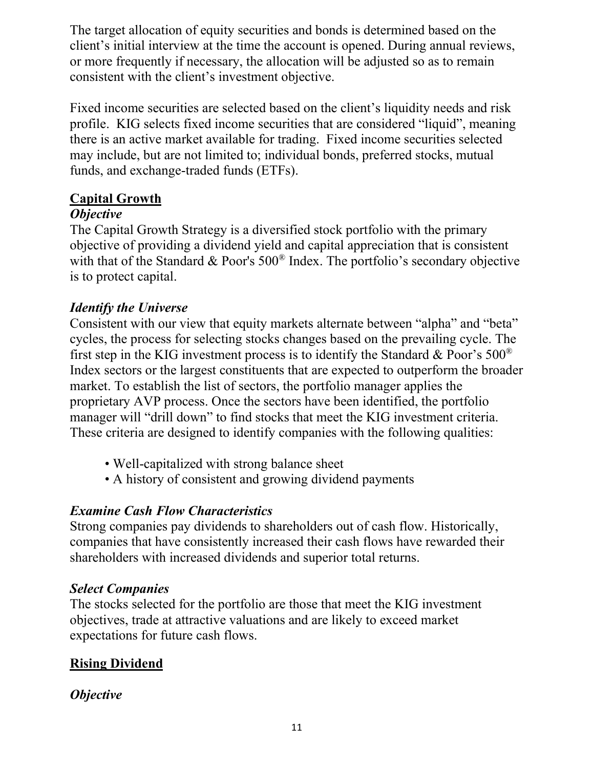The target allocation of equity securities and bonds is determined based on the client's initial interview at the time the account is opened. During annual reviews, or more frequently if necessary, the allocation will be adjusted so as to remain consistent with the client's investment objective.

Fixed income securities are selected based on the client's liquidity needs and risk profile. KIG selects fixed income securities that are considered "liquid", meaning there is an active market available for trading. Fixed income securities selected may include, but are not limited to; individual bonds, preferred stocks, mutual funds, and exchange-traded funds (ETFs).

## Capital Growth

### *Objective*

The Capital Growth Strategy is a diversified stock portfolio with the primary objective of providing a dividend yield and capital appreciation that is consistent with that of the Standard & Poor's 500® Index. The portfolio's secondary objective is to protect capital.

### *Identify the Universe*

Consistent with our view that equity markets alternate between "alpha" and "beta" cycles, the process for selecting stocks changes based on the prevailing cycle. The first step in the KIG investment process is to identify the Standard & Poor's 500® Index sectors or the largest constituents that are expected to outperform the broader market. To establish the list of sectors, the portfolio manager applies the proprietary AVP process. Once the sectors have been identified, the portfolio manager will "drill down" to find stocks that meet the KIG investment criteria. These criteria are designed to identify companies with the following qualities:

- Well-capitalized with strong balance sheet
- A history of consistent and growing dividend payments

### *Examine Cash Flow Characteristics*

Strong companies pay dividends to shareholders out of cash flow. Historically, companies that have consistently increased their cash flows have rewarded their shareholders with increased dividends and superior total returns.

### *Select Companies*

The stocks selected for the portfolio are those that meet the KIG investment objectives, trade at attractive valuations and are likely to exceed market expectations for future cash flows.

## Rising Dividend

### *Objective*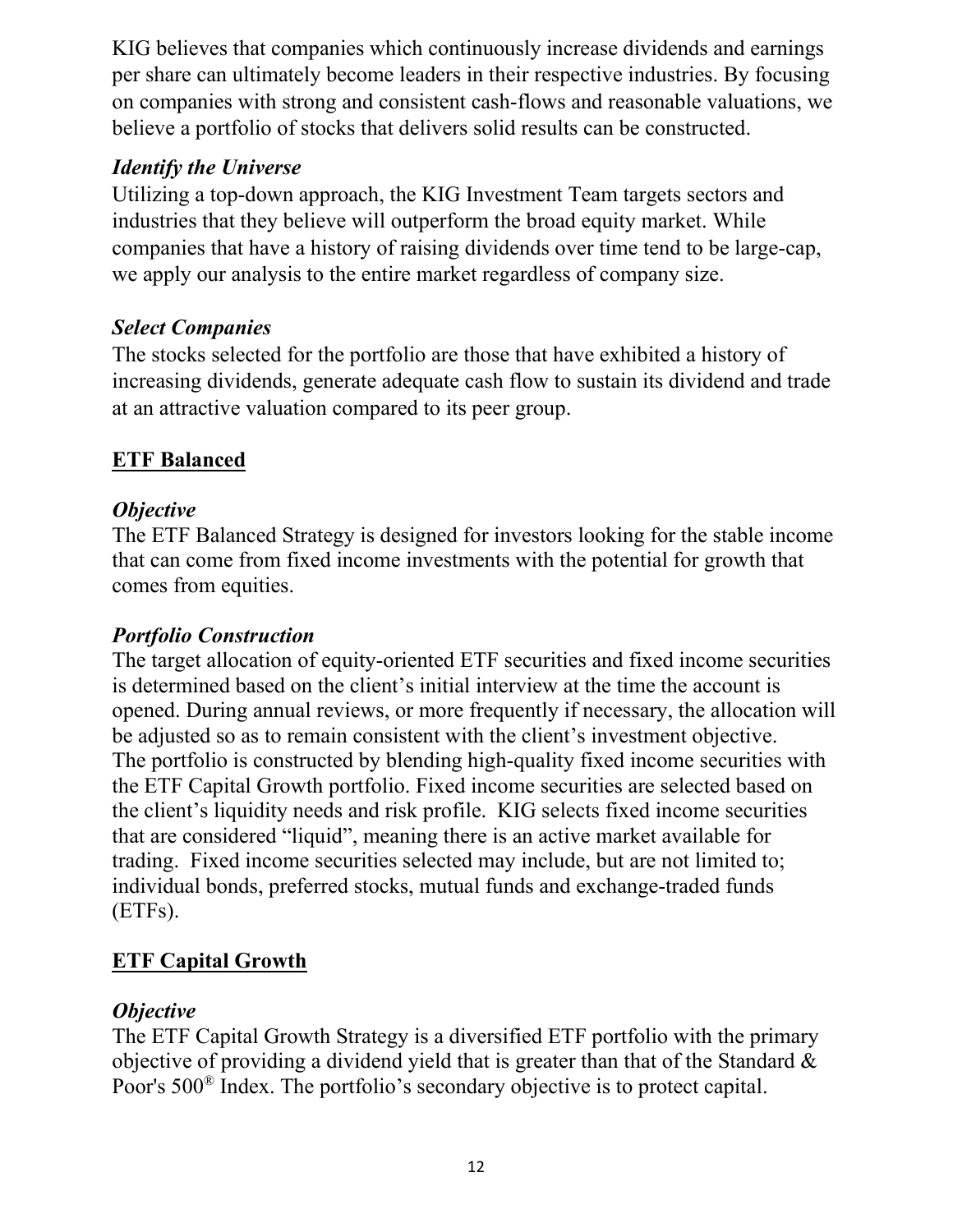KIG believes that companies which continuously increase dividends and earnings per share can ultimately become leaders in their respective industries. By focusing on companies with strong and consistent cash-flows and reasonable valuations, we believe a portfolio of stocks that delivers solid results can be constructed.

***Identify the Universe***

Utilizing a top-down approach, the KIG Investment Team targets sectors and industries that they believe will outperform the broad equity market. While companies that have a history of raising dividends over time tend to be large-cap, we apply our analysis to the entire market regardless of company size.

***Select Companies***

The stocks selected for the portfolio are those that have exhibited a history of increasing dividends, generate adequate cash flow to sustain its dividend and trade at an attractive valuation compared to its peer group.

## <u>ETF Balanced</u>

***Objective***

The ETF Balanced Strategy is designed for investors looking for the stable income that can come from fixed income investments with the potential for growth that comes from equities.

***Portfolio Construction***

The target allocation of equity-oriented ETF securities and fixed income securities is determined based on the client's initial interview at the time the account is opened. During annual reviews, or more frequently if necessary, the allocation will be adjusted so as to remain consistent with the client's investment objective. The portfolio is constructed by blending high-quality fixed income securities with the ETF Capital Growth portfolio. Fixed income securities are selected based on the client's liquidity needs and risk profile. KIG selects fixed income securities that are considered "liquid", meaning there is an active market available for trading. Fixed income securities selected may include, but are not limited to; individual bonds, preferred stocks, mutual funds and exchange-traded funds (ETFs).

## <u>ETF Capital Growth</u>

***Objective***

The ETF Capital Growth Strategy is a diversified ETF portfolio with the primary objective of providing a dividend yield that is greater than that of the Standard & Poor's 500® Index. The portfolio's secondary objective is to protect capital.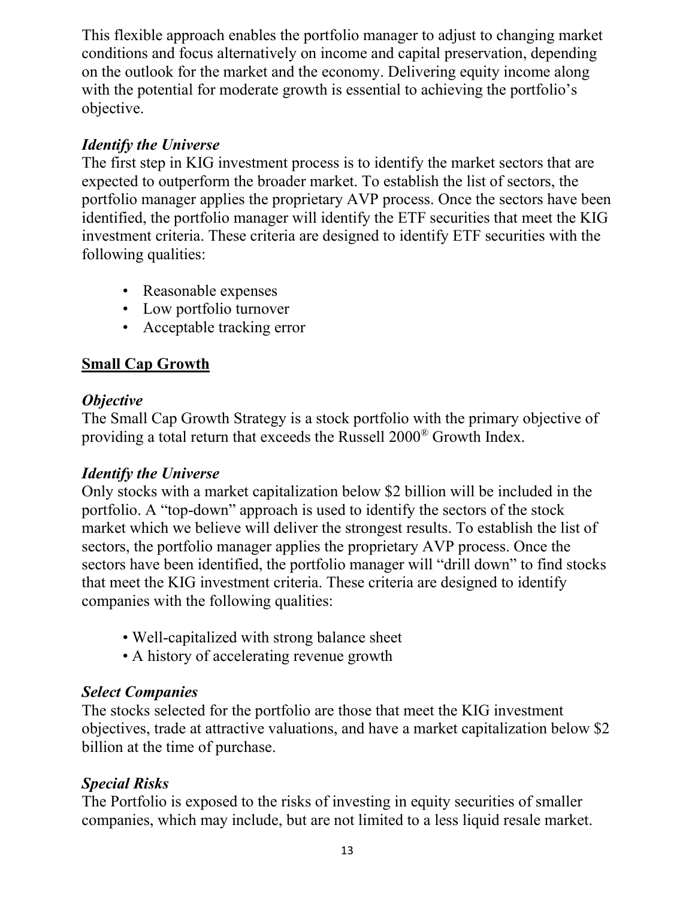This flexible approach enables the portfolio manager to adjust to changing market conditions and focus alternatively on income and capital preservation, depending on the outlook for the market and the economy. Delivering equity income along with the potential for moderate growth is essential to achieving the portfolio's objective.

### *Identify the Universe*

The first step in KIG investment process is to identify the market sectors that are expected to outperform the broader market. To establish the list of sectors, the portfolio manager applies the proprietary AVP process. Once the sectors have been identified, the portfolio manager will identify the ETF securities that meet the KIG investment criteria. These criteria are designed to identify ETF securities with the following qualities:

- Reasonable expenses
- Low portfolio turnover
- Acceptable tracking error

## **Small Cap Growth**

### *Objective*

The Small Cap Growth Strategy is a stock portfolio with the primary objective of providing a total return that exceeds the Russell 2000® Growth Index.

### *Identify the Universe*

Only stocks with a market capitalization below $2 billion will be included in the portfolio. A "top-down" approach is used to identify the sectors of the stock market which we believe will deliver the strongest results. To establish the list of sectors, the portfolio manager applies the proprietary AVP process. Once the sectors have been identified, the portfolio manager will "drill down" to find stocks that meet the KIG investment criteria. These criteria are designed to identify companies with the following qualities:

- Well-capitalized with strong balance sheet
- A history of accelerating revenue growth

### *Select Companies*

The stocks selected for the portfolio are those that meet the KIG investment objectives, trade at attractive valuations, and have a market capitalization below $2 billion at the time of purchase.

### *Special Risks*

The Portfolio is exposed to the risks of investing in equity securities of smaller companies, which may include, but are not limited to a less liquid resale market.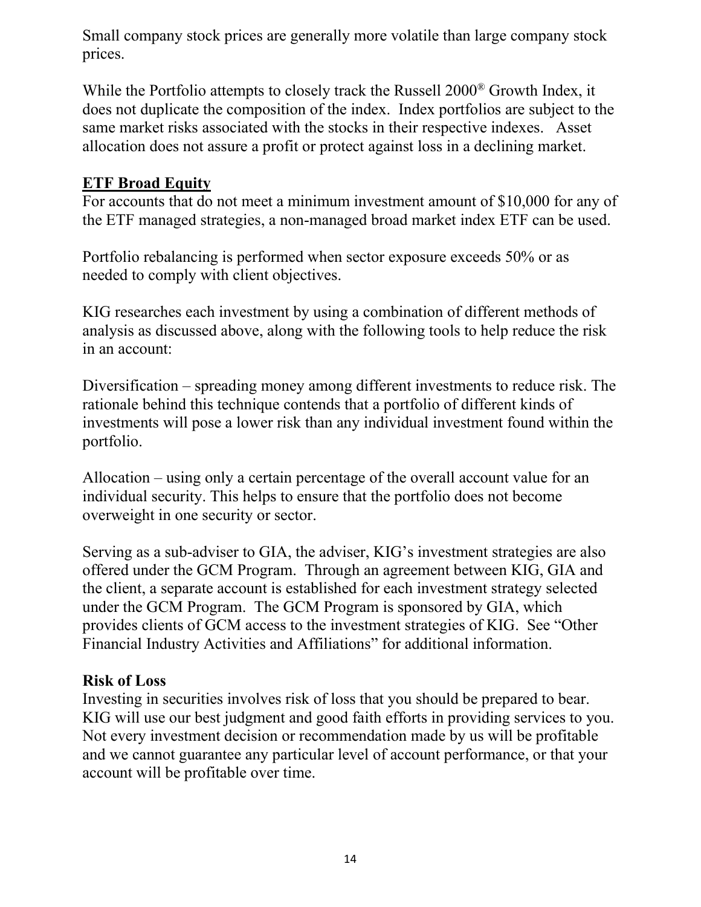Small company stock prices are generally more volatile than large company stock prices.

While the Portfolio attempts to closely track the Russell 2000® Growth Index, it does not duplicate the composition of the index. Index portfolios are subject to the same market risks associated with the stocks in their respective indexes. Asset allocation does not assure a profit or protect against loss in a declining market.

**ETF Broad Equity**

For accounts that do not meet a minimum investment amount of $10,000 for any of the ETF managed strategies, a non-managed broad market index ETF can be used.

Portfolio rebalancing is performed when sector exposure exceeds 50% or as needed to comply with client objectives.

KIG researches each investment by using a combination of different methods of analysis as discussed above, along with the following tools to help reduce the risk in an account:

Diversification – spreading money among different investments to reduce risk. The rationale behind this technique contends that a portfolio of different kinds of investments will pose a lower risk than any individual investment found within the portfolio.

Allocation – using only a certain percentage of the overall account value for an individual security. This helps to ensure that the portfolio does not become overweight in one security or sector.

Serving as a sub-adviser to GIA, the adviser, KIG's investment strategies are also offered under the GCM Program. Through an agreement between KIG, GIA and the client, a separate account is established for each investment strategy selected under the GCM Program. The GCM Program is sponsored by GIA, which provides clients of GCM access to the investment strategies of KIG. See "Other Financial Industry Activities and Affiliations" for additional information.

**Risk of Loss**

Investing in securities involves risk of loss that you should be prepared to bear. KIG will use our best judgment and good faith efforts in providing services to you. Not every investment decision or recommendation made by us will be profitable and we cannot guarantee any particular level of account performance, or that your account will be profitable over time.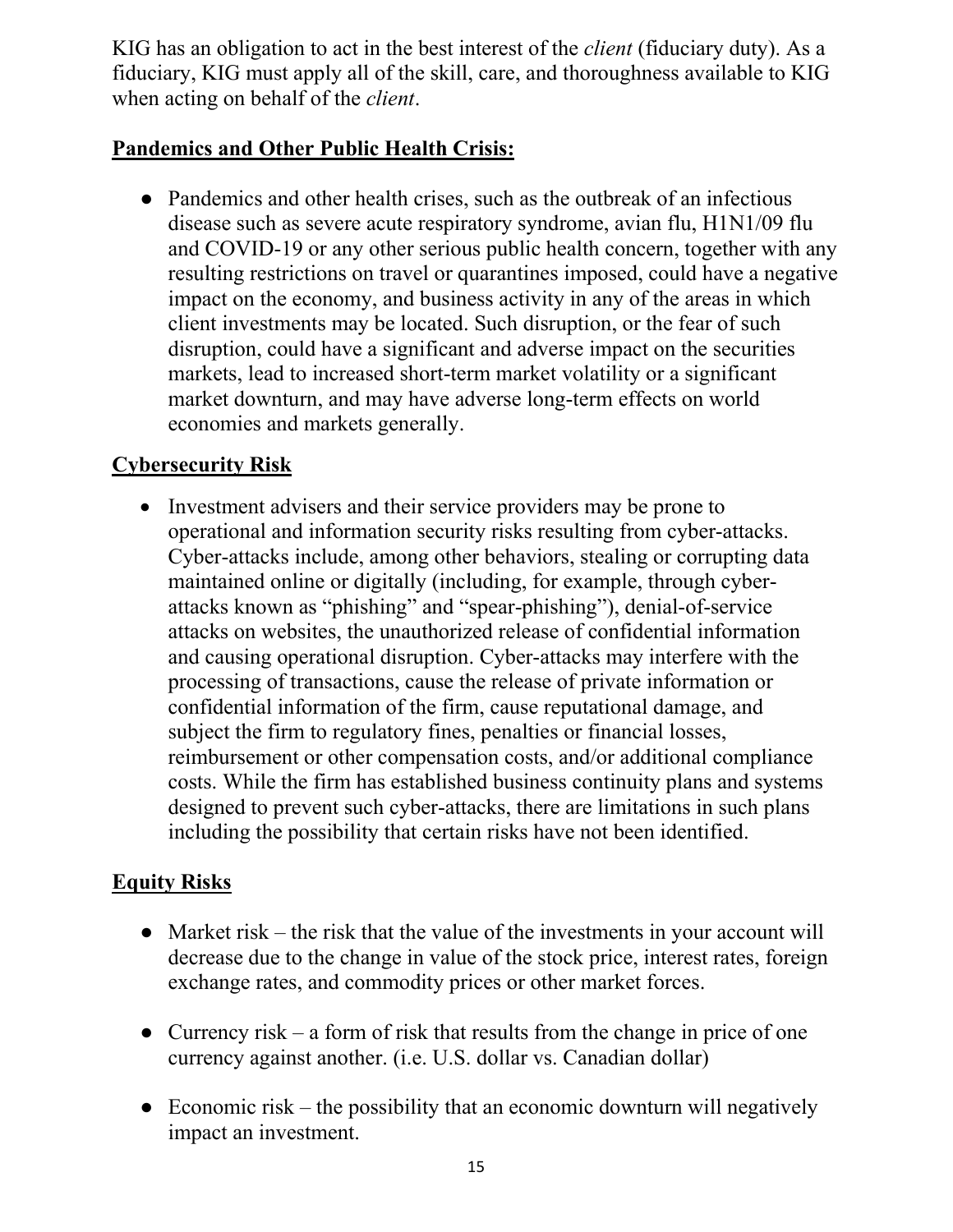KIG has an obligation to act in the best interest of the *client* (fiduciary duty). As a fiduciary, KIG must apply all of the skill, care, and thoroughness available to KIG when acting on behalf of the *client*.

**Pandemics and Other Public Health Crisis:**

- Pandemics and other health crises, such as the outbreak of an infectious disease such as severe acute respiratory syndrome, avian flu, H1N1/09 flu and COVID-19 or any other serious public health concern, together with any resulting restrictions on travel or quarantines imposed, could have a negative impact on the economy, and business activity in any of the areas in which client investments may be located. Such disruption, or the fear of such disruption, could have a significant and adverse impact on the securities markets, lead to increased short-term market volatility or a significant market downturn, and may have adverse long-term effects on world economies and markets generally.

**Cybersecurity Risk**

- Investment advisers and their service providers may be prone to operational and information security risks resulting from cyber-attacks. Cyber-attacks include, among other behaviors, stealing or corrupting data maintained online or digitally (including, for example, through cyber-attacks known as "phishing" and "spear-phishing"), denial-of-service attacks on websites, the unauthorized release of confidential information and causing operational disruption. Cyber-attacks may interfere with the processing of transactions, cause the release of private information or confidential information of the firm, cause reputational damage, and subject the firm to regulatory fines, penalties or financial losses, reimbursement or other compensation costs, and/or additional compliance costs. While the firm has established business continuity plans and systems designed to prevent such cyber-attacks, there are limitations in such plans including the possibility that certain risks have not been identified.

**Equity Risks**

- Market risk – the risk that the value of the investments in your account will decrease due to the change in value of the stock price, interest rates, foreign exchange rates, and commodity prices or other market forces.

- Currency risk – a form of risk that results from the change in price of one currency against another. (i.e. U.S. dollar vs. Canadian dollar)

- Economic risk – the possibility that an economic downturn will negatively impact an investment.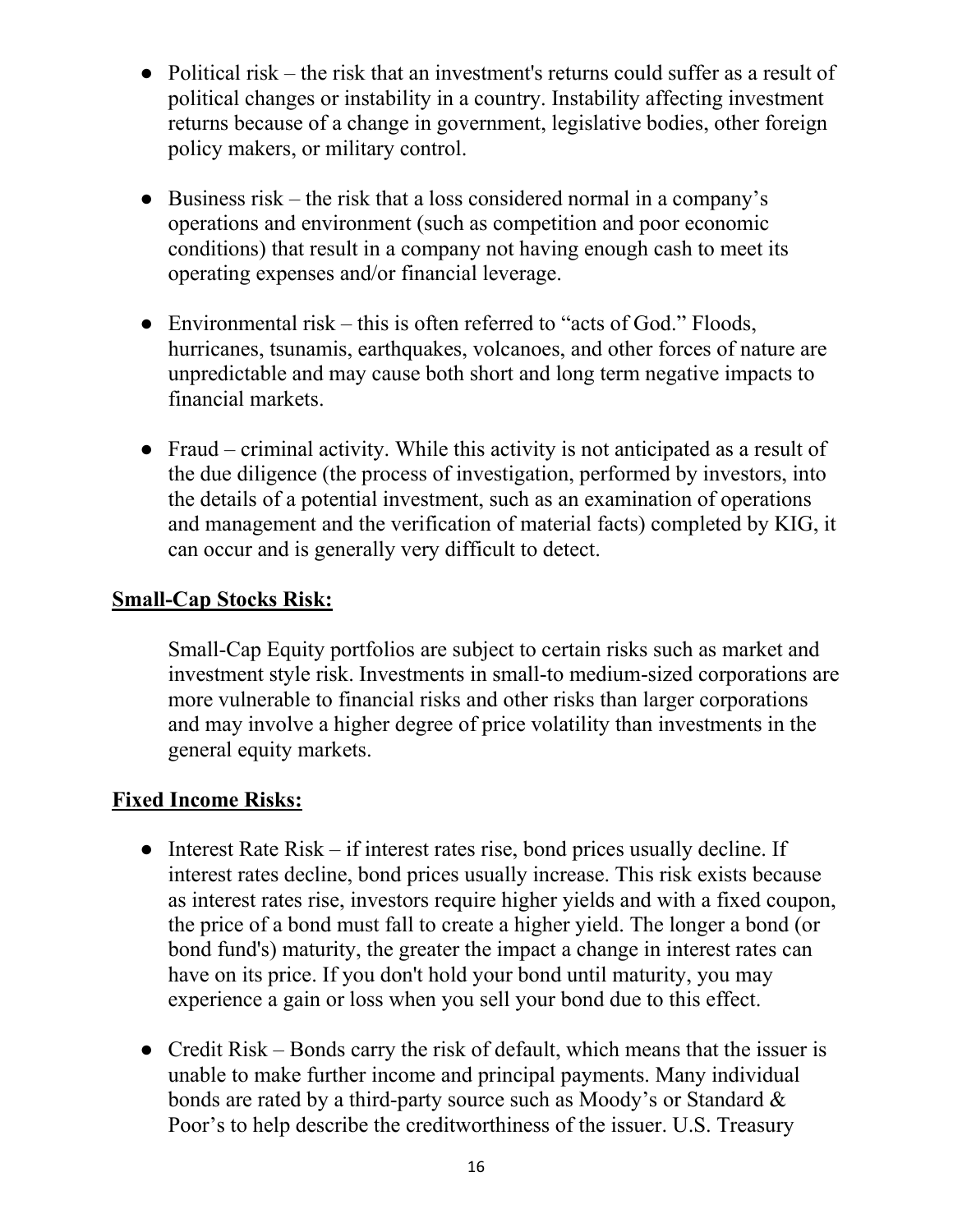- Political risk – the risk that an investment's returns could suffer as a result of political changes or instability in a country. Instability affecting investment returns because of a change in government, legislative bodies, other foreign policy makers, or military control.

- Business risk – the risk that a loss considered normal in a company's operations and environment (such as competition and poor economic conditions) that result in a company not having enough cash to meet its operating expenses and/or financial leverage.

- Environmental risk – this is often referred to "acts of God." Floods, hurricanes, tsunamis, earthquakes, volcanoes, and other forces of nature are unpredictable and may cause both short and long term negative impacts to financial markets.

- Fraud – criminal activity. While this activity is not anticipated as a result of the due diligence (the process of investigation, performed by investors, into the details of a potential investment, such as an examination of operations and management and the verification of material facts) completed by KIG, it can occur and is generally very difficult to detect.

**Small-Cap Stocks Risk:**

Small-Cap Equity portfolios are subject to certain risks such as market and investment style risk. Investments in small-to medium-sized corporations are more vulnerable to financial risks and other risks than larger corporations and may involve a higher degree of price volatility than investments in the general equity markets.

**Fixed Income Risks:**

- Interest Rate Risk – if interest rates rise, bond prices usually decline. If interest rates decline, bond prices usually increase. This risk exists because as interest rates rise, investors require higher yields and with a fixed coupon, the price of a bond must fall to create a higher yield. The longer a bond (or bond fund's) maturity, the greater the impact a change in interest rates can have on its price. If you don't hold your bond until maturity, you may experience a gain or loss when you sell your bond due to this effect.

- Credit Risk – Bonds carry the risk of default, which means that the issuer is unable to make further income and principal payments. Many individual bonds are rated by a third-party source such as Moody's or Standard & Poor's to help describe the creditworthiness of the issuer. U.S. Treasury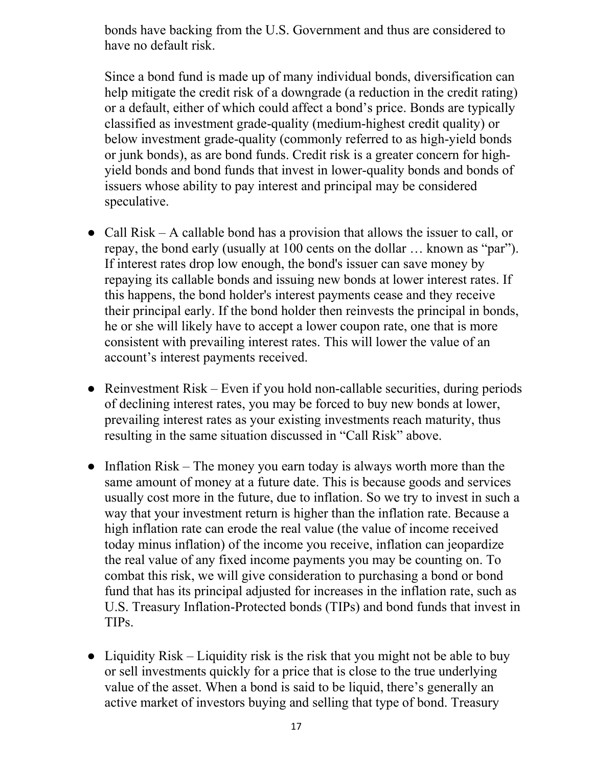bonds have backing from the U.S. Government and thus are considered to have no default risk.

Since a bond fund is made up of many individual bonds, diversification can help mitigate the credit risk of a downgrade (a reduction in the credit rating) or a default, either of which could affect a bond's price. Bonds are typically classified as investment grade-quality (medium-highest credit quality) or below investment grade-quality (commonly referred to as high-yield bonds or junk bonds), as are bond funds. Credit risk is a greater concern for high-yield bonds and bond funds that invest in lower-quality bonds and bonds of issuers whose ability to pay interest and principal may be considered speculative.

- Call Risk – A callable bond has a provision that allows the issuer to call, or repay, the bond early (usually at 100 cents on the dollar … known as "par"). If interest rates drop low enough, the bond's issuer can save money by repaying its callable bonds and issuing new bonds at lower interest rates. If this happens, the bond holder's interest payments cease and they receive their principal early. If the bond holder then reinvests the principal in bonds, he or she will likely have to accept a lower coupon rate, one that is more consistent with prevailing interest rates. This will lower the value of an account's interest payments received.

- Reinvestment Risk – Even if you hold non-callable securities, during periods of declining interest rates, you may be forced to buy new bonds at lower, prevailing interest rates as your existing investments reach maturity, thus resulting in the same situation discussed in "Call Risk" above.

- Inflation Risk – The money you earn today is always worth more than the same amount of money at a future date. This is because goods and services usually cost more in the future, due to inflation. So we try to invest in such a way that your investment return is higher than the inflation rate. Because a high inflation rate can erode the real value (the value of income received today minus inflation) of the income you receive, inflation can jeopardize the real value of any fixed income payments you may be counting on. To combat this risk, we will give consideration to purchasing a bond or bond fund that has its principal adjusted for increases in the inflation rate, such as U.S. Treasury Inflation-Protected bonds (TIPs) and bond funds that invest in TIPs.

- Liquidity Risk – Liquidity risk is the risk that you might not be able to buy or sell investments quickly for a price that is close to the true underlying value of the asset. When a bond is said to be liquid, there's generally an active market of investors buying and selling that type of bond. Treasury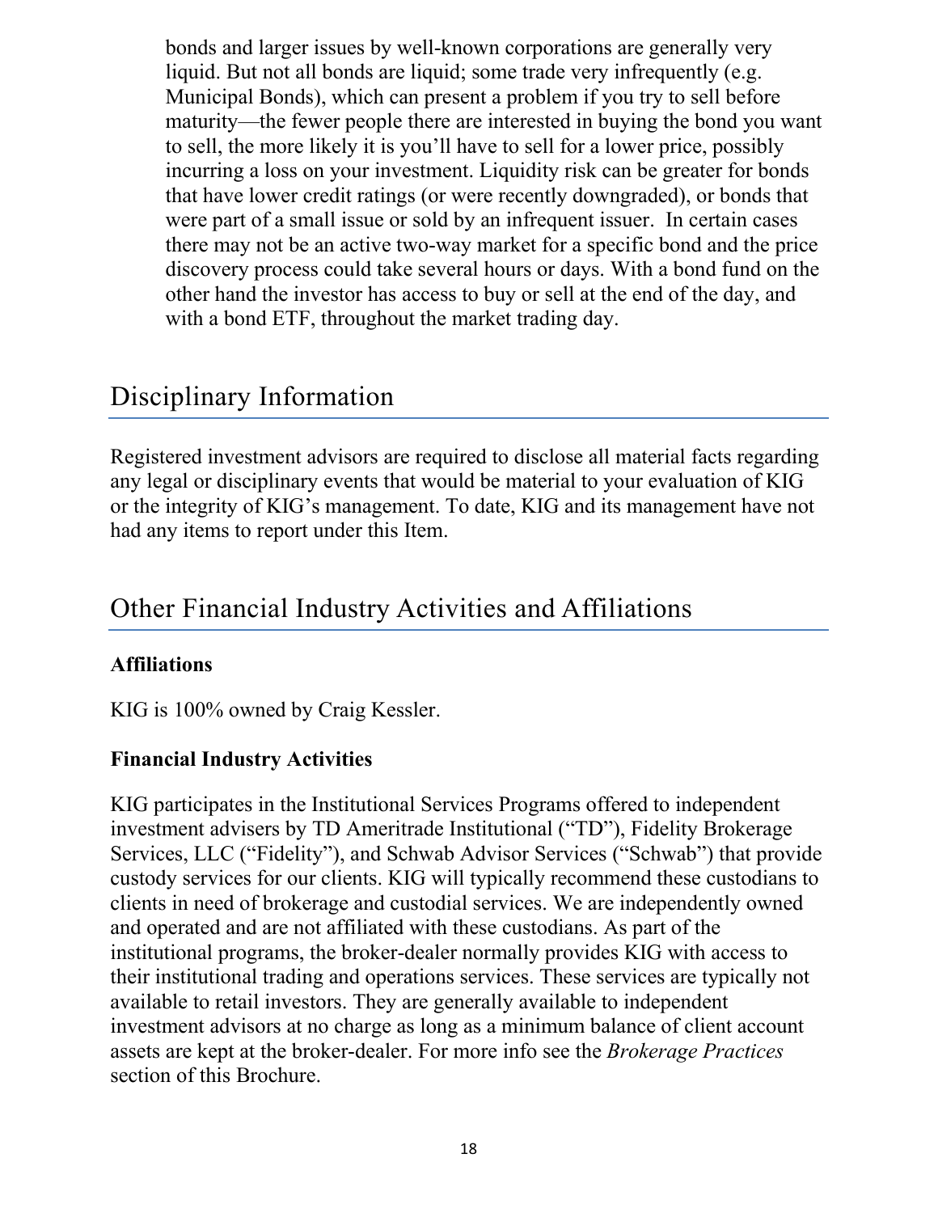bonds and larger issues by well-known corporations are generally very liquid. But not all bonds are liquid; some trade very infrequently (e.g. Municipal Bonds), which can present a problem if you try to sell before maturity—the fewer people there are interested in buying the bond you want to sell, the more likely it is you'll have to sell for a lower price, possibly incurring a loss on your investment. Liquidity risk can be greater for bonds that have lower credit ratings (or were recently downgraded), or bonds that were part of a small issue or sold by an infrequent issuer. In certain cases there may not be an active two-way market for a specific bond and the price discovery process could take several hours or days. With a bond fund on the other hand the investor has access to buy or sell at the end of the day, and with a bond ETF, throughout the market trading day.

## Disciplinary Information

Registered investment advisors are required to disclose all material facts regarding any legal or disciplinary events that would be material to your evaluation of KIG or the integrity of KIG's management. To date, KIG and its management have not had any items to report under this Item.

## Other Financial Industry Activities and Affiliations

**Affiliations**

KIG is 100% owned by Craig Kessler.

**Financial Industry Activities**

KIG participates in the Institutional Services Programs offered to independent investment advisers by TD Ameritrade Institutional ("TD"), Fidelity Brokerage Services, LLC ("Fidelity"), and Schwab Advisor Services ("Schwab") that provide custody services for our clients. KIG will typically recommend these custodians to clients in need of brokerage and custodial services. We are independently owned and operated and are not affiliated with these custodians. As part of the institutional programs, the broker-dealer normally provides KIG with access to their institutional trading and operations services. These services are typically not available to retail investors. They are generally available to independent investment advisors at no charge as long as a minimum balance of client account assets are kept at the broker-dealer. For more info see the *Brokerage Practices* section of this Brochure.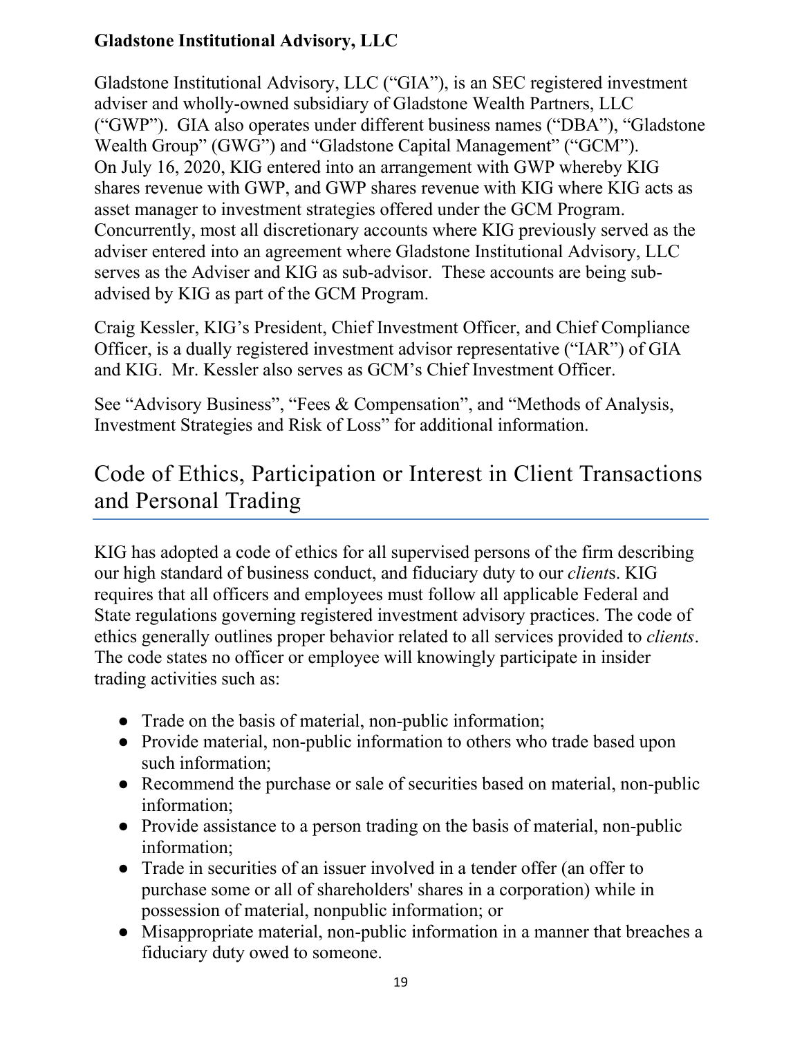**Gladstone Institutional Advisory, LLC**

Gladstone Institutional Advisory, LLC ("GIA"), is an SEC registered investment adviser and wholly-owned subsidiary of Gladstone Wealth Partners, LLC ("GWP"). GIA also operates under different business names ("DBA"), "Gladstone Wealth Group" (GWG") and "Gladstone Capital Management" ("GCM"). On July 16, 2020, KIG entered into an arrangement with GWP whereby KIG shares revenue with GWP, and GWP shares revenue with KIG where KIG acts as asset manager to investment strategies offered under the GCM Program. Concurrently, most all discretionary accounts where KIG previously served as the adviser entered into an agreement where Gladstone Institutional Advisory, LLC serves as the Adviser and KIG as sub-advisor. These accounts are being sub-advised by KIG as part of the GCM Program.

Craig Kessler, KIG's President, Chief Investment Officer, and Chief Compliance Officer, is a dually registered investment advisor representative ("IAR") of GIA and KIG. Mr. Kessler also serves as GCM's Chief Investment Officer.

See "Advisory Business", "Fees & Compensation", and "Methods of Analysis, Investment Strategies and Risk of Loss" for additional information.

# Code of Ethics, Participation or Interest in Client Transactions and Personal Trading

KIG has adopted a code of ethics for all supervised persons of the firm describing our high standard of business conduct, and fiduciary duty to our *client*s. KIG requires that all officers and employees must follow all applicable Federal and State regulations governing registered investment advisory practices. The code of ethics generally outlines proper behavior related to all services provided to *clients*. The code states no officer or employee will knowingly participate in insider trading activities such as:

- Trade on the basis of material, non-public information;
- Provide material, non-public information to others who trade based upon such information;
- Recommend the purchase or sale of securities based on material, non-public information;
- Provide assistance to a person trading on the basis of material, non-public information;
- Trade in securities of an issuer involved in a tender offer (an offer to purchase some or all of shareholders' shares in a corporation) while in possession of material, nonpublic information; or
- Misappropriate material, non-public information in a manner that breaches a fiduciary duty owed to someone.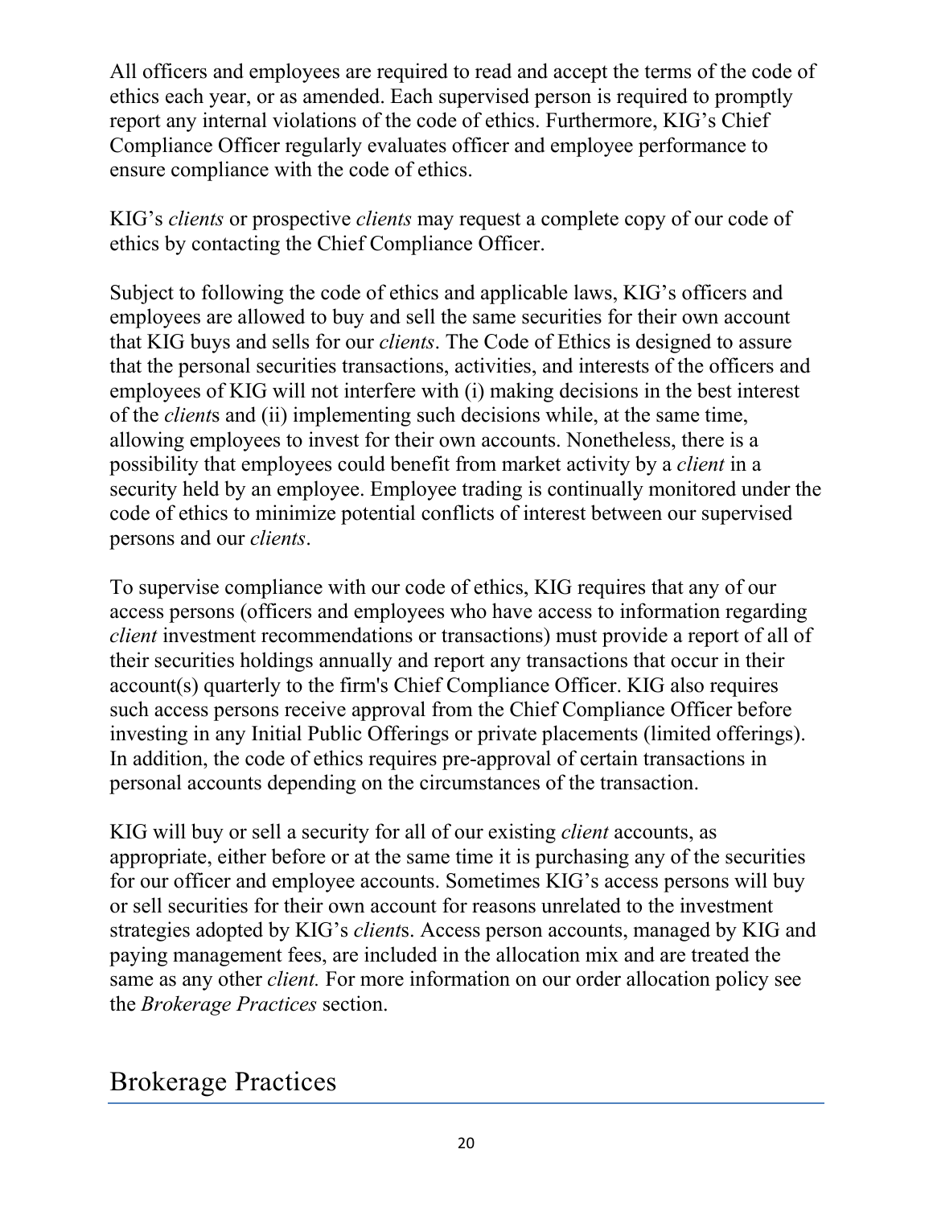All officers and employees are required to read and accept the terms of the code of ethics each year, or as amended. Each supervised person is required to promptly report any internal violations of the code of ethics. Furthermore, KIG's Chief Compliance Officer regularly evaluates officer and employee performance to ensure compliance with the code of ethics.

KIG's *clients* or prospective *clients* may request a complete copy of our code of ethics by contacting the Chief Compliance Officer.

Subject to following the code of ethics and applicable laws, KIG's officers and employees are allowed to buy and sell the same securities for their own account that KIG buys and sells for our *clients*. The Code of Ethics is designed to assure that the personal securities transactions, activities, and interests of the officers and employees of KIG will not interfere with (i) making decisions in the best interest of the *client*s and (ii) implementing such decisions while, at the same time, allowing employees to invest for their own accounts. Nonetheless, there is a possibility that employees could benefit from market activity by a *client* in a security held by an employee. Employee trading is continually monitored under the code of ethics to minimize potential conflicts of interest between our supervised persons and our *clients*.

To supervise compliance with our code of ethics, KIG requires that any of our access persons (officers and employees who have access to information regarding *client* investment recommendations or transactions) must provide a report of all of their securities holdings annually and report any transactions that occur in their account(s) quarterly to the firm's Chief Compliance Officer. KIG also requires such access persons receive approval from the Chief Compliance Officer before investing in any Initial Public Offerings or private placements (limited offerings). In addition, the code of ethics requires pre-approval of certain transactions in personal accounts depending on the circumstances of the transaction.

KIG will buy or sell a security for all of our existing *client* accounts, as appropriate, either before or at the same time it is purchasing any of the securities for our officer and employee accounts. Sometimes KIG's access persons will buy or sell securities for their own account for reasons unrelated to the investment strategies adopted by KIG's *client*s. Access person accounts, managed by KIG and paying management fees, are included in the allocation mix and are treated the same as any other *client.* For more information on our order allocation policy see the *Brokerage Practices* section.

# Brokerage Practices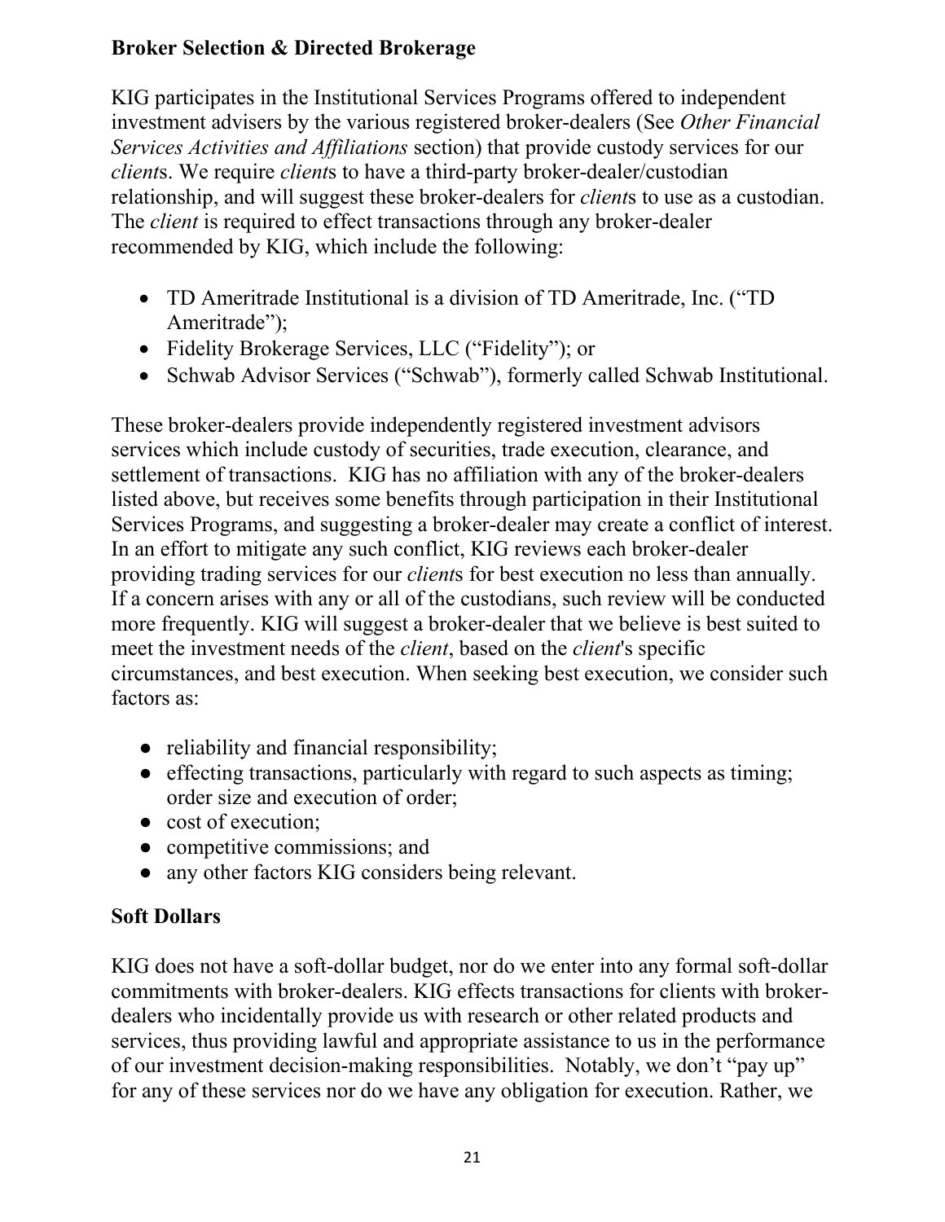## Broker Selection & Directed Brokerage

KIG participates in the Institutional Services Programs offered to independent investment advisers by the various registered broker-dealers (See *Other Financial Services Activities and Affiliations* section) that provide custody services for our *client*s. We require *client*s to have a third-party broker-dealer/custodian relationship, and will suggest these broker-dealers for *client*s to use as a custodian. The *client* is required to effect transactions through any broker-dealer recommended by KIG, which include the following:

- TD Ameritrade Institutional is a division of TD Ameritrade, Inc. ("TD Ameritrade");
- Fidelity Brokerage Services, LLC ("Fidelity"); or
- Schwab Advisor Services ("Schwab"), formerly called Schwab Institutional.

These broker-dealers provide independently registered investment advisors services which include custody of securities, trade execution, clearance, and settlement of transactions. KIG has no affiliation with any of the broker-dealers listed above, but receives some benefits through participation in their Institutional Services Programs, and suggesting a broker-dealer may create a conflict of interest. In an effort to mitigate any such conflict, KIG reviews each broker-dealer providing trading services for our *client*s for best execution no less than annually. If a concern arises with any or all of the custodians, such review will be conducted more frequently. KIG will suggest a broker-dealer that we believe is best suited to meet the investment needs of the *client*, based on the *client*'s specific circumstances, and best execution. When seeking best execution, we consider such factors as:

- reliability and financial responsibility;
- effecting transactions, particularly with regard to such aspects as timing; order size and execution of order;
- cost of execution;
- competitive commissions; and
- any other factors KIG considers being relevant.

## Soft Dollars

KIG does not have a soft-dollar budget, nor do we enter into any formal soft-dollar commitments with broker-dealers. KIG effects transactions for clients with broker-dealers who incidentally provide us with research or other related products and services, thus providing lawful and appropriate assistance to us in the performance of our investment decision-making responsibilities. Notably, we don't "pay up" for any of these services nor do we have any obligation for execution. Rather, we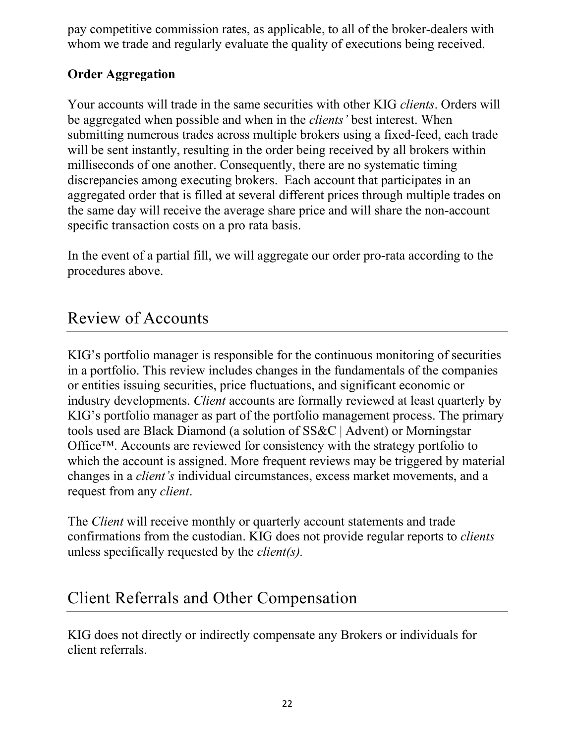pay competitive commission rates, as applicable, to all of the broker-dealers with whom we trade and regularly evaluate the quality of executions being received.

**Order Aggregation**

Your accounts will trade in the same securities with other KIG *clients*. Orders will be aggregated when possible and when in the *clients'* best interest. When submitting numerous trades across multiple brokers using a fixed-feed, each trade will be sent instantly, resulting in the order being received by all brokers within milliseconds of one another. Consequently, there are no systematic timing discrepancies among executing brokers. Each account that participates in an aggregated order that is filled at several different prices through multiple trades on the same day will receive the average share price and will share the non-account specific transaction costs on a pro rata basis.

In the event of a partial fill, we will aggregate our order pro-rata according to the procedures above.

## Review of Accounts

KIG's portfolio manager is responsible for the continuous monitoring of securities in a portfolio. This review includes changes in the fundamentals of the companies or entities issuing securities, price fluctuations, and significant economic or industry developments. *Client* accounts are formally reviewed at least quarterly by KIG's portfolio manager as part of the portfolio management process. The primary tools used are Black Diamond (a solution of SS&C | Advent) or Morningstar Office™. Accounts are reviewed for consistency with the strategy portfolio to which the account is assigned. More frequent reviews may be triggered by material changes in a *client's* individual circumstances, excess market movements, and a request from any *client*.

The *Client* will receive monthly or quarterly account statements and trade confirmations from the custodian. KIG does not provide regular reports to *clients* unless specifically requested by the *client(s).*

## Client Referrals and Other Compensation

KIG does not directly or indirectly compensate any Brokers or individuals for client referrals.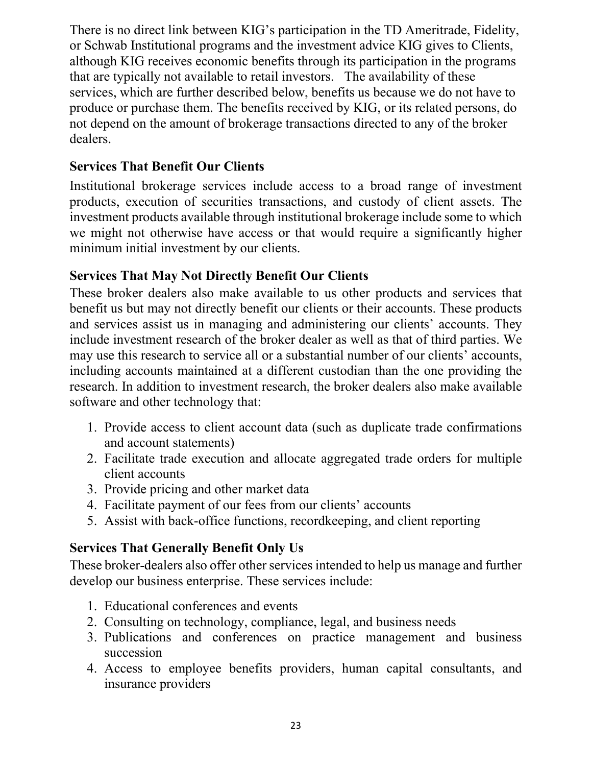There is no direct link between KIG's participation in the TD Ameritrade, Fidelity, or Schwab Institutional programs and the investment advice KIG gives to Clients, although KIG receives economic benefits through its participation in the programs that are typically not available to retail investors. The availability of these services, which are further described below, benefits us because we do not have to produce or purchase them. The benefits received by KIG, or its related persons, do not depend on the amount of brokerage transactions directed to any of the broker dealers.

### Services That Benefit Our Clients

Institutional brokerage services include access to a broad range of investment products, execution of securities transactions, and custody of client assets. The investment products available through institutional brokerage include some to which we might not otherwise have access or that would require a significantly higher minimum initial investment by our clients.

### Services That May Not Directly Benefit Our Clients

These broker dealers also make available to us other products and services that benefit us but may not directly benefit our clients or their accounts. These products and services assist us in managing and administering our clients' accounts. They include investment research of the broker dealer as well as that of third parties. We may use this research to service all or a substantial number of our clients' accounts, including accounts maintained at a different custodian than the one providing the research. In addition to investment research, the broker dealers also make available software and other technology that:

1. Provide access to client account data (such as duplicate trade confirmations and account statements)
2. Facilitate trade execution and allocate aggregated trade orders for multiple client accounts
3. Provide pricing and other market data
4. Facilitate payment of our fees from our clients' accounts
5. Assist with back-office functions, recordkeeping, and client reporting

### Services That Generally Benefit Only Us

These broker-dealers also offer other services intended to help us manage and further develop our business enterprise. These services include:

1. Educational conferences and events
2. Consulting on technology, compliance, legal, and business needs
3. Publications and conferences on practice management and business succession
4. Access to employee benefits providers, human capital consultants, and insurance providers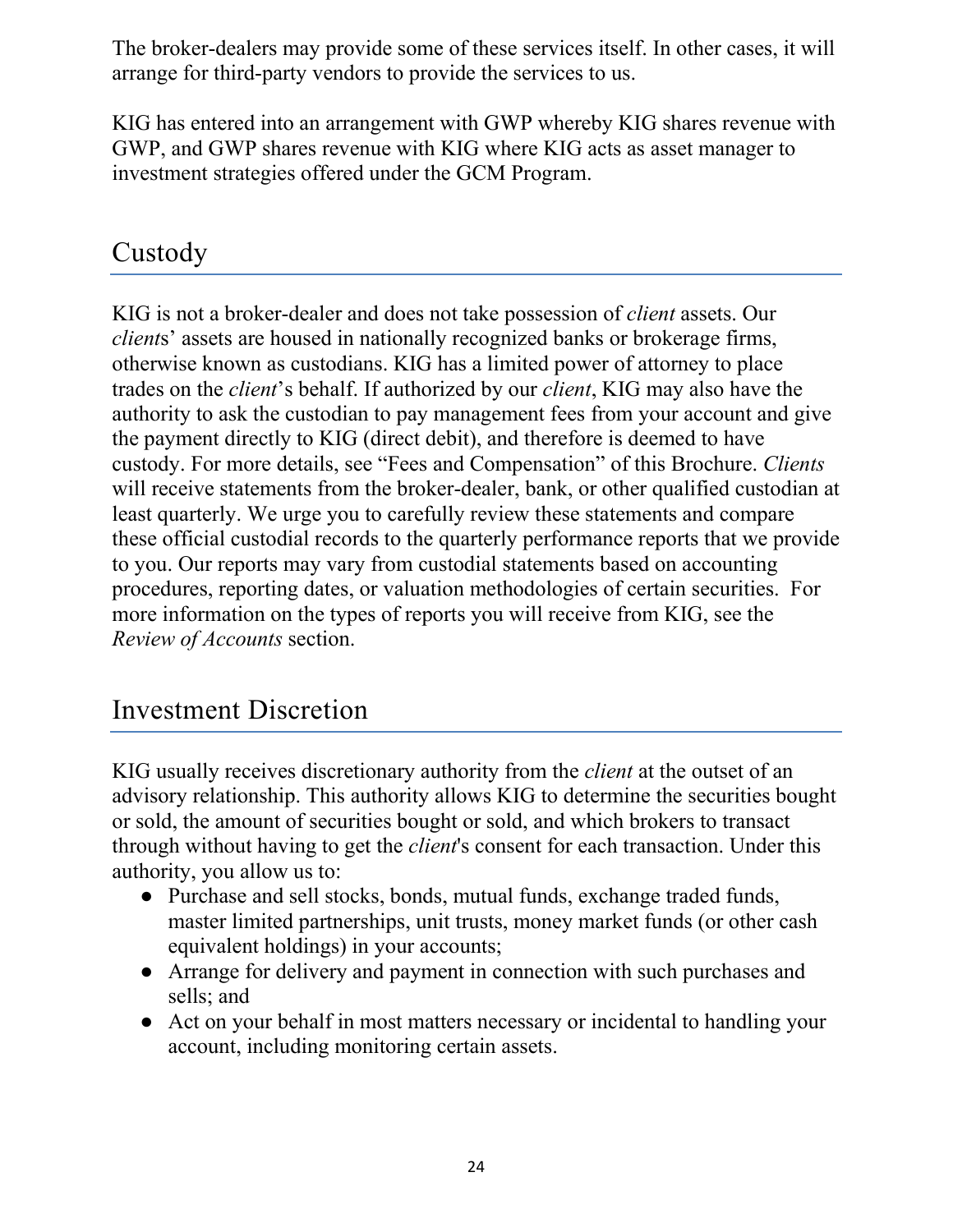The broker-dealers may provide some of these services itself. In other cases, it will arrange for third-party vendors to provide the services to us.

KIG has entered into an arrangement with GWP whereby KIG shares revenue with GWP, and GWP shares revenue with KIG where KIG acts as asset manager to investment strategies offered under the GCM Program.

## Custody

KIG is not a broker-dealer and does not take possession of *client* assets. Our *client*s' assets are housed in nationally recognized banks or brokerage firms, otherwise known as custodians. KIG has a limited power of attorney to place trades on the *client*'s behalf. If authorized by our *client*, KIG may also have the authority to ask the custodian to pay management fees from your account and give the payment directly to KIG (direct debit), and therefore is deemed to have custody. For more details, see "Fees and Compensation" of this Brochure. *Clients* will receive statements from the broker-dealer, bank, or other qualified custodian at least quarterly. We urge you to carefully review these statements and compare these official custodial records to the quarterly performance reports that we provide to you. Our reports may vary from custodial statements based on accounting procedures, reporting dates, or valuation methodologies of certain securities. For more information on the types of reports you will receive from KIG, see the *Review of Accounts* section.

## Investment Discretion

KIG usually receives discretionary authority from the *client* at the outset of an advisory relationship. This authority allows KIG to determine the securities bought or sold, the amount of securities bought or sold, and which brokers to transact through without having to get the *client*'s consent for each transaction. Under this authority, you allow us to:

- Purchase and sell stocks, bonds, mutual funds, exchange traded funds, master limited partnerships, unit trusts, money market funds (or other cash equivalent holdings) in your accounts;
- Arrange for delivery and payment in connection with such purchases and sells; and
- Act on your behalf in most matters necessary or incidental to handling your account, including monitoring certain assets.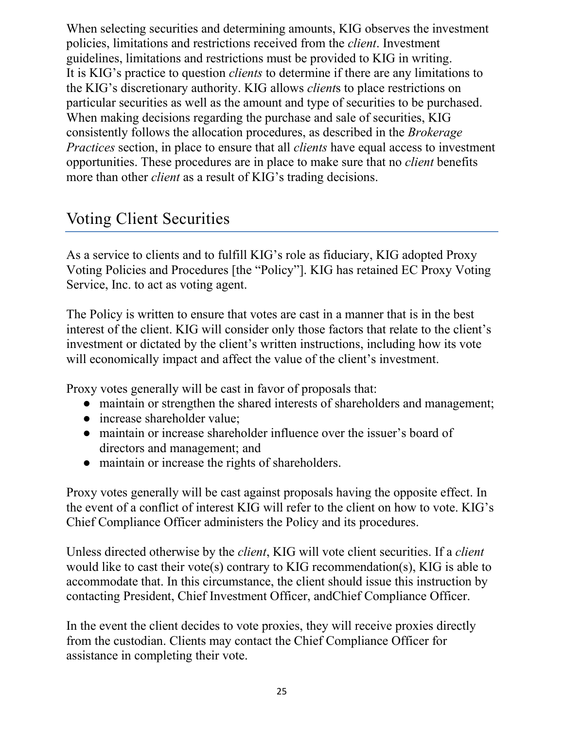When selecting securities and determining amounts, KIG observes the investment policies, limitations and restrictions received from the *client*. Investment guidelines, limitations and restrictions must be provided to KIG in writing. It is KIG's practice to question *clients* to determine if there are any limitations to the KIG's discretionary authority. KIG allows *client*s to place restrictions on particular securities as well as the amount and type of securities to be purchased. When making decisions regarding the purchase and sale of securities, KIG consistently follows the allocation procedures, as described in the *Brokerage Practices* section, in place to ensure that all *clients* have equal access to investment opportunities. These procedures are in place to make sure that no *client* benefits more than other *client* as a result of KIG's trading decisions.

## Voting Client Securities

As a service to clients and to fulfill KIG's role as fiduciary, KIG adopted Proxy Voting Policies and Procedures [the "Policy"]. KIG has retained EC Proxy Voting Service, Inc. to act as voting agent.

The Policy is written to ensure that votes are cast in a manner that is in the best interest of the client. KIG will consider only those factors that relate to the client's investment or dictated by the client's written instructions, including how its vote will economically impact and affect the value of the client's investment.

Proxy votes generally will be cast in favor of proposals that:

- maintain or strengthen the shared interests of shareholders and management;
- increase shareholder value;
- maintain or increase shareholder influence over the issuer's board of directors and management; and
- maintain or increase the rights of shareholders.

Proxy votes generally will be cast against proposals having the opposite effect. In the event of a conflict of interest KIG will refer to the client on how to vote. KIG's Chief Compliance Officer administers the Policy and its procedures.

Unless directed otherwise by the *client*, KIG will vote client securities. If a *client* would like to cast their vote(s) contrary to KIG recommendation(s), KIG is able to accommodate that. In this circumstance, the client should issue this instruction by contacting President, Chief Investment Officer, andChief Compliance Officer.

In the event the client decides to vote proxies, they will receive proxies directly from the custodian. Clients may contact the Chief Compliance Officer for assistance in completing their vote.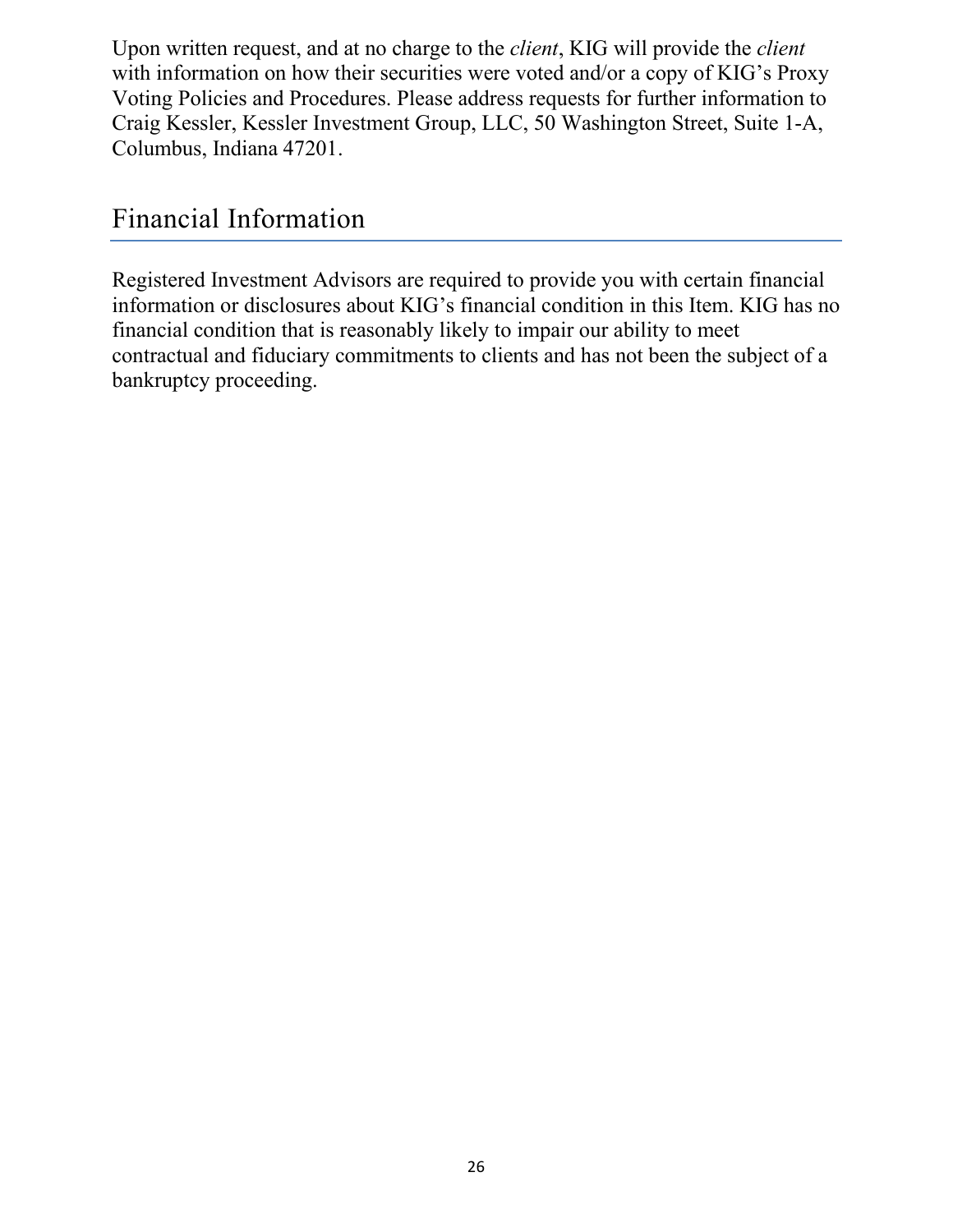Upon written request, and at no charge to the *client*, KIG will provide the *client* with information on how their securities were voted and/or a copy of KIG's Proxy Voting Policies and Procedures. Please address requests for further information to Craig Kessler, Kessler Investment Group, LLC, 50 Washington Street, Suite 1-A, Columbus, Indiana 47201.

## Financial Information

Registered Investment Advisors are required to provide you with certain financial information or disclosures about KIG's financial condition in this Item. KIG has no financial condition that is reasonably likely to impair our ability to meet contractual and fiduciary commitments to clients and has not been the subject of a bankruptcy proceeding.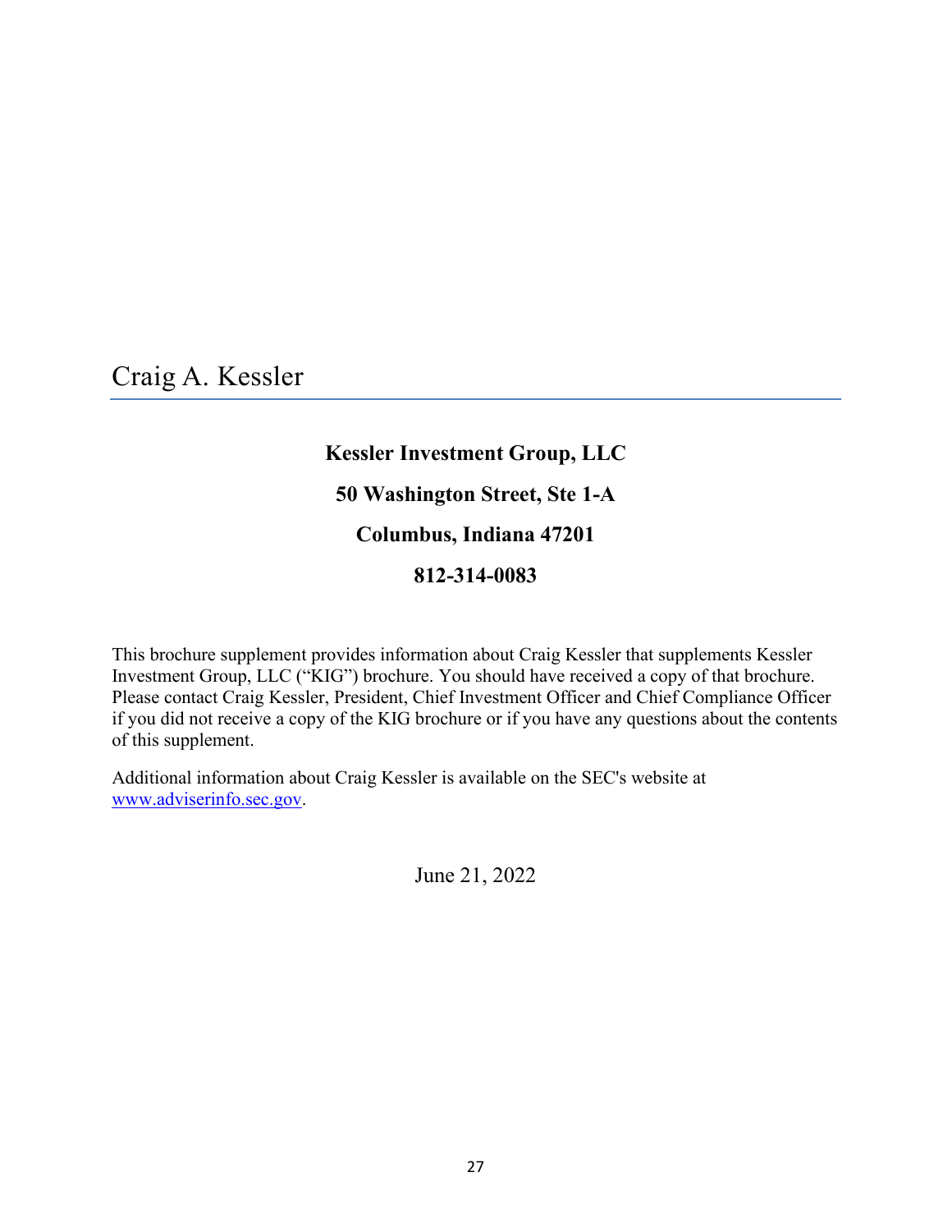# Craig A. Kessler

**Kessler Investment Group, LLC**

**50 Washington Street, Ste 1-A**

**Columbus, Indiana 47201**

**812-314-0083**

This brochure supplement provides information about Craig Kessler that supplements Kessler Investment Group, LLC ("KIG") brochure. You should have received a copy of that brochure. Please contact Craig Kessler, President, Chief Investment Officer and Chief Compliance Officer if you did not receive a copy of the KIG brochure or if you have any questions about the contents of this supplement.

Additional information about Craig Kessler is available on the SEC's website at www.adviserinfo.sec.gov.

June 21, 2022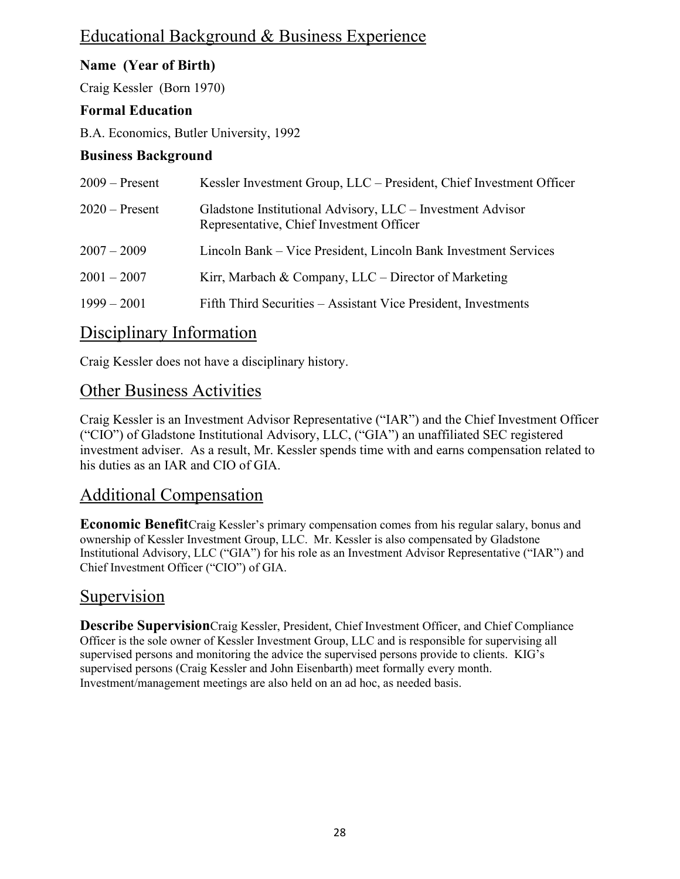## Educational Background & Business Experience

### Name (Year of Birth)

Craig Kessler (Born 1970)

### Formal Education

B.A. Economics, Butler University, 1992

### Business Background

| | |
|---|---|
| 2009 – Present | Kessler Investment Group, LLC – President, Chief Investment Officer |
| 2020 – Present | Gladstone Institutional Advisory, LLC – Investment Advisor Representative, Chief Investment Officer |
| 2007 – 2009 | Lincoln Bank – Vice President, Lincoln Bank Investment Services |
| 2001 – 2007 | Kirr, Marbach & Company, LLC – Director of Marketing |
| 1999 – 2001 | Fifth Third Securities – Assistant Vice President, Investments |

## Disciplinary Information

Craig Kessler does not have a disciplinary history.

## Other Business Activities

Craig Kessler is an Investment Advisor Representative ("IAR") and the Chief Investment Officer ("CIO") of Gladstone Institutional Advisory, LLC, ("GIA") an unaffiliated SEC registered investment adviser. As a result, Mr. Kessler spends time with and earns compensation related to his duties as an IAR and CIO of GIA.

## Additional Compensation

**Economic Benefit**Craig Kessler's primary compensation comes from his regular salary, bonus and ownership of Kessler Investment Group, LLC. Mr. Kessler is also compensated by Gladstone Institutional Advisory, LLC ("GIA") for his role as an Investment Advisor Representative ("IAR") and Chief Investment Officer ("CIO") of GIA.

## Supervision

**Describe Supervision**Craig Kessler, President, Chief Investment Officer, and Chief Compliance Officer is the sole owner of Kessler Investment Group, LLC and is responsible for supervising all supervised persons and monitoring the advice the supervised persons provide to clients. KIG's supervised persons (Craig Kessler and John Eisenbarth) meet formally every month. Investment/management meetings are also held on an ad hoc, as needed basis.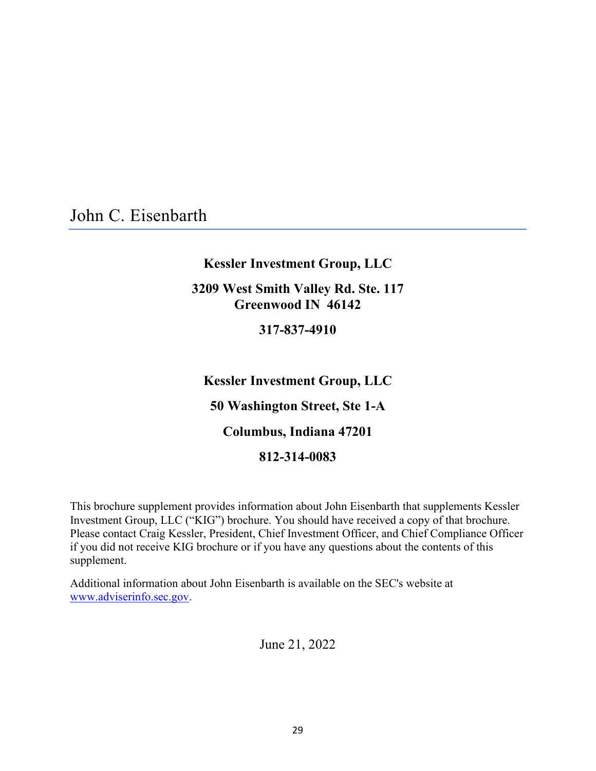# John C. Eisenbarth

**Kessler Investment Group, LLC**

**3209 West Smith Valley Rd. Ste. 117**
**Greenwood IN 46142**

**317-837-4910**

**Kessler Investment Group, LLC**

**50 Washington Street, Ste 1-A**

**Columbus, Indiana 47201**

**812-314-0083**

This brochure supplement provides information about John Eisenbarth that supplements Kessler Investment Group, LLC ("KIG") brochure. You should have received a copy of that brochure. Please contact Craig Kessler, President, Chief Investment Officer, and Chief Compliance Officer if you did not receive KIG brochure or if you have any questions about the contents of this supplement.

Additional information about John Eisenbarth is available on the SEC's website at www.adviserinfo.sec.gov.

June 21, 2022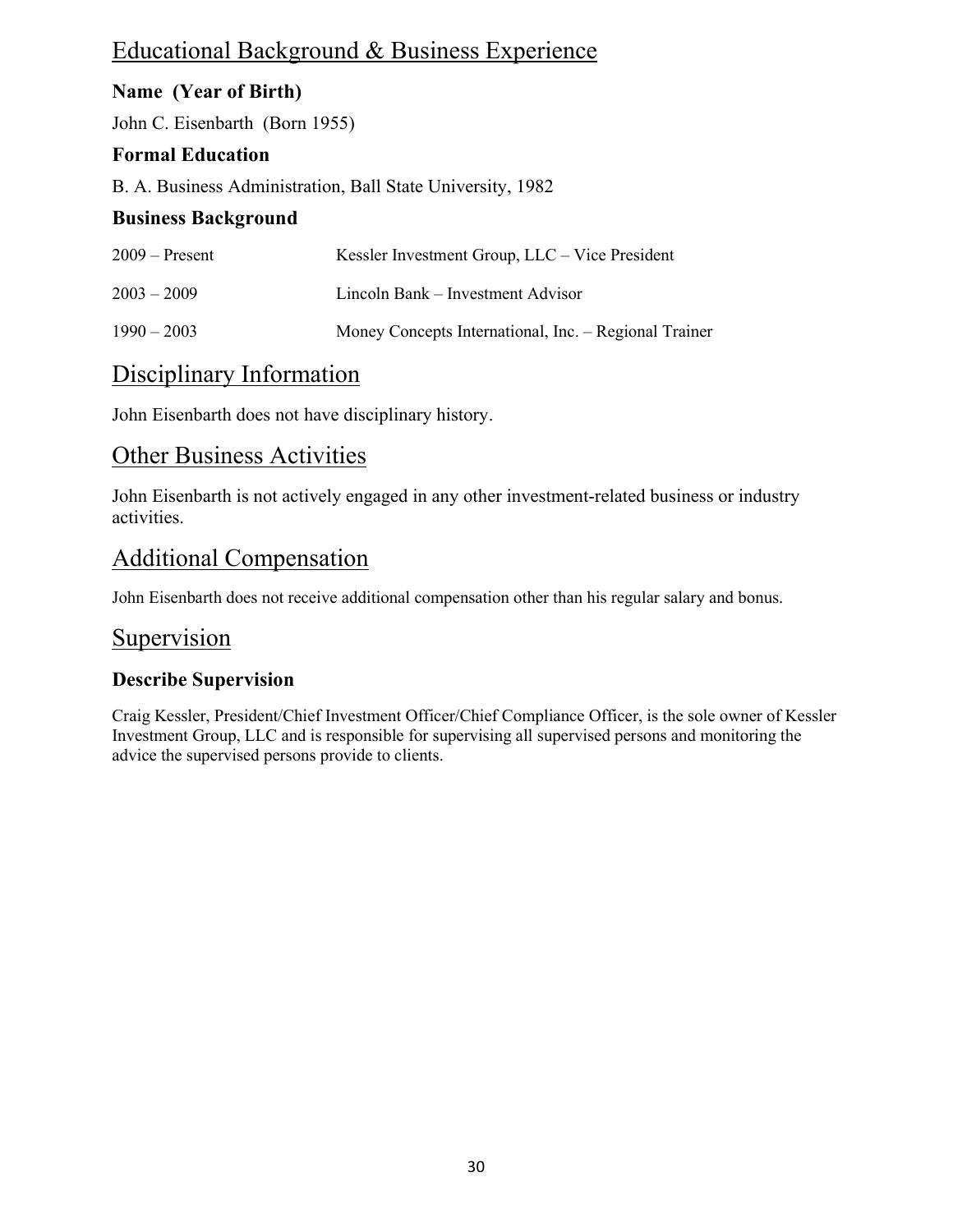## Educational Background & Business Experience

### Name (Year of Birth)

John C. Eisenbarth (Born 1955)

### Formal Education

B. A. Business Administration, Ball State University, 1982

### Business Background

| | |
|---|---|
| 2009 – Present | Kessler Investment Group, LLC – Vice President |
| 2003 – 2009 | Lincoln Bank – Investment Advisor |
| 1990 – 2003 | Money Concepts International, Inc. – Regional Trainer |

## Disciplinary Information

John Eisenbarth does not have disciplinary history.

## Other Business Activities

John Eisenbarth is not actively engaged in any other investment-related business or industry activities.

## Additional Compensation

John Eisenbarth does not receive additional compensation other than his regular salary and bonus.

## Supervision

### Describe Supervision

Craig Kessler, President/Chief Investment Officer/Chief Compliance Officer, is the sole owner of Kessler Investment Group, LLC and is responsible for supervising all supervised persons and monitoring the advice the supervised persons provide to clients.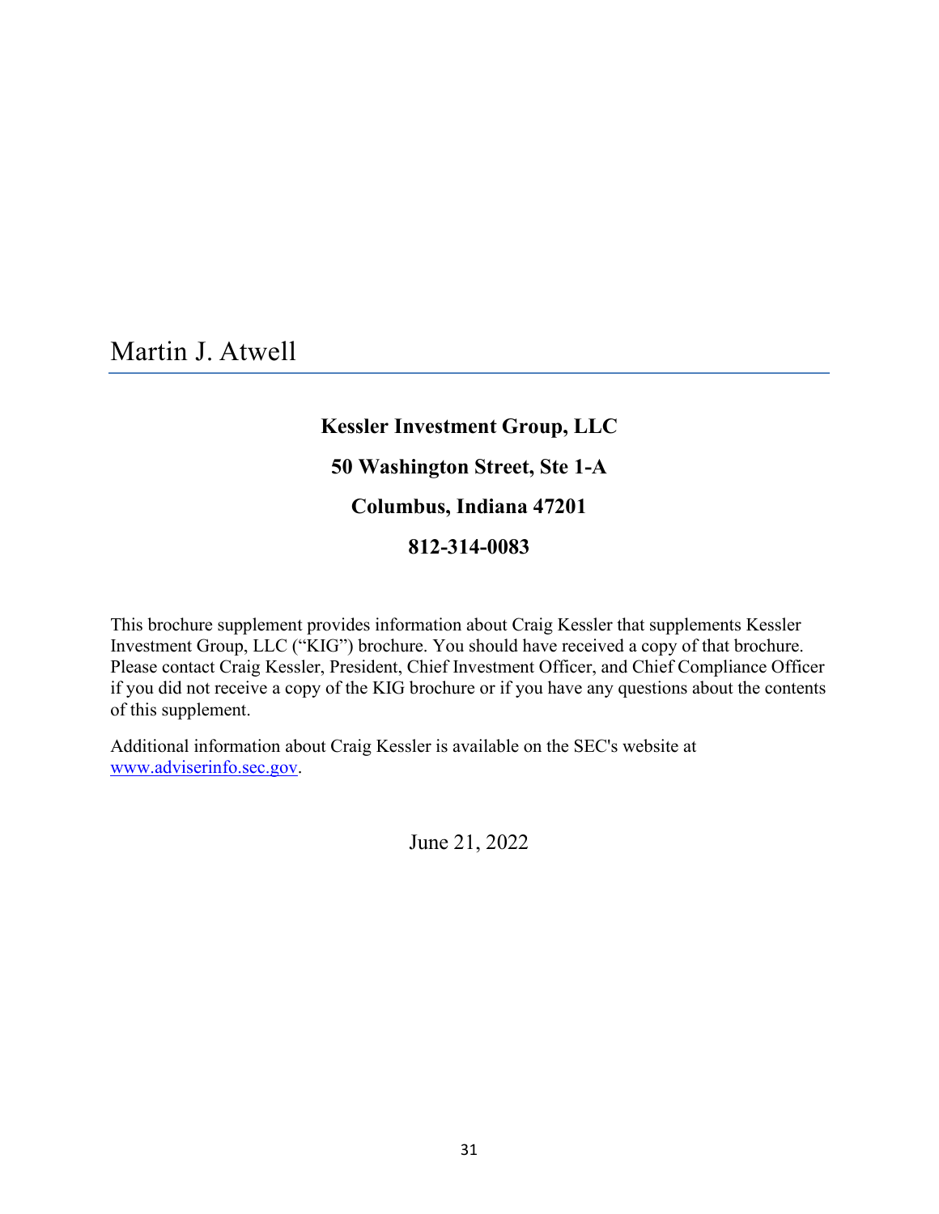# Martin J. Atwell

**Kessler Investment Group, LLC**

**50 Washington Street, Ste 1-A**

**Columbus, Indiana 47201**

**812-314-0083**

This brochure supplement provides information about Craig Kessler that supplements Kessler Investment Group, LLC ("KIG") brochure. You should have received a copy of that brochure. Please contact Craig Kessler, President, Chief Investment Officer, and Chief Compliance Officer if you did not receive a copy of the KIG brochure or if you have any questions about the contents of this supplement.

Additional information about Craig Kessler is available on the SEC's website at www.adviserinfo.sec.gov.

June 21, 2022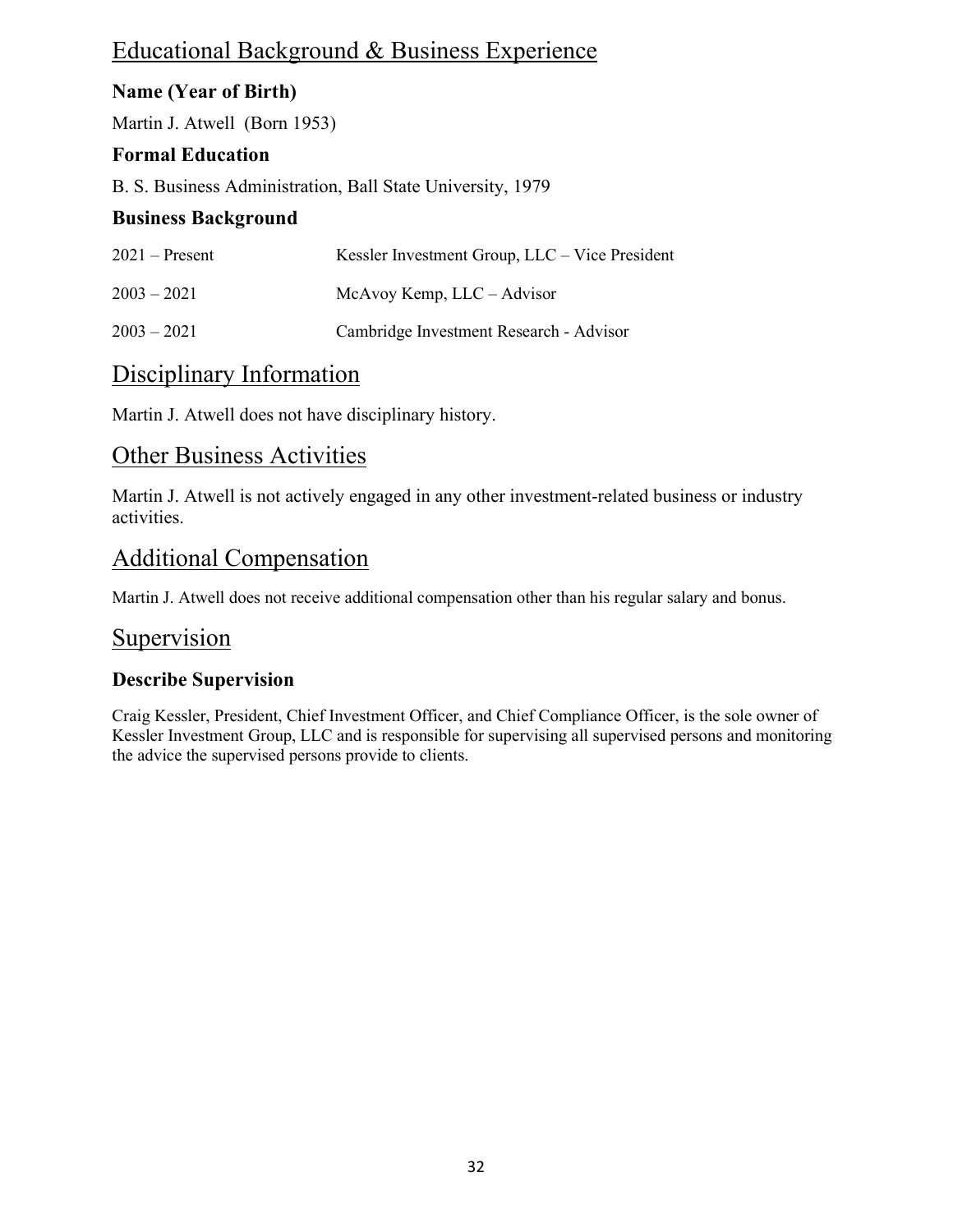## Educational Background & Business Experience

### Name (Year of Birth)

Martin J. Atwell (Born 1953)

### Formal Education

B. S. Business Administration, Ball State University, 1979

### Business Background

| | |
|---|---|
| 2021 – Present | Kessler Investment Group, LLC – Vice President |
| 2003 – 2021 | McAvoy Kemp, LLC – Advisor |
| 2003 – 2021 | Cambridge Investment Research - Advisor |

## Disciplinary Information

Martin J. Atwell does not have disciplinary history.

## Other Business Activities

Martin J. Atwell is not actively engaged in any other investment-related business or industry activities.

## Additional Compensation

Martin J. Atwell does not receive additional compensation other than his regular salary and bonus.

## Supervision

### Describe Supervision

Craig Kessler, President, Chief Investment Officer, and Chief Compliance Officer, is the sole owner of Kessler Investment Group, LLC and is responsible for supervising all supervised persons and monitoring the advice the supervised persons provide to clients.